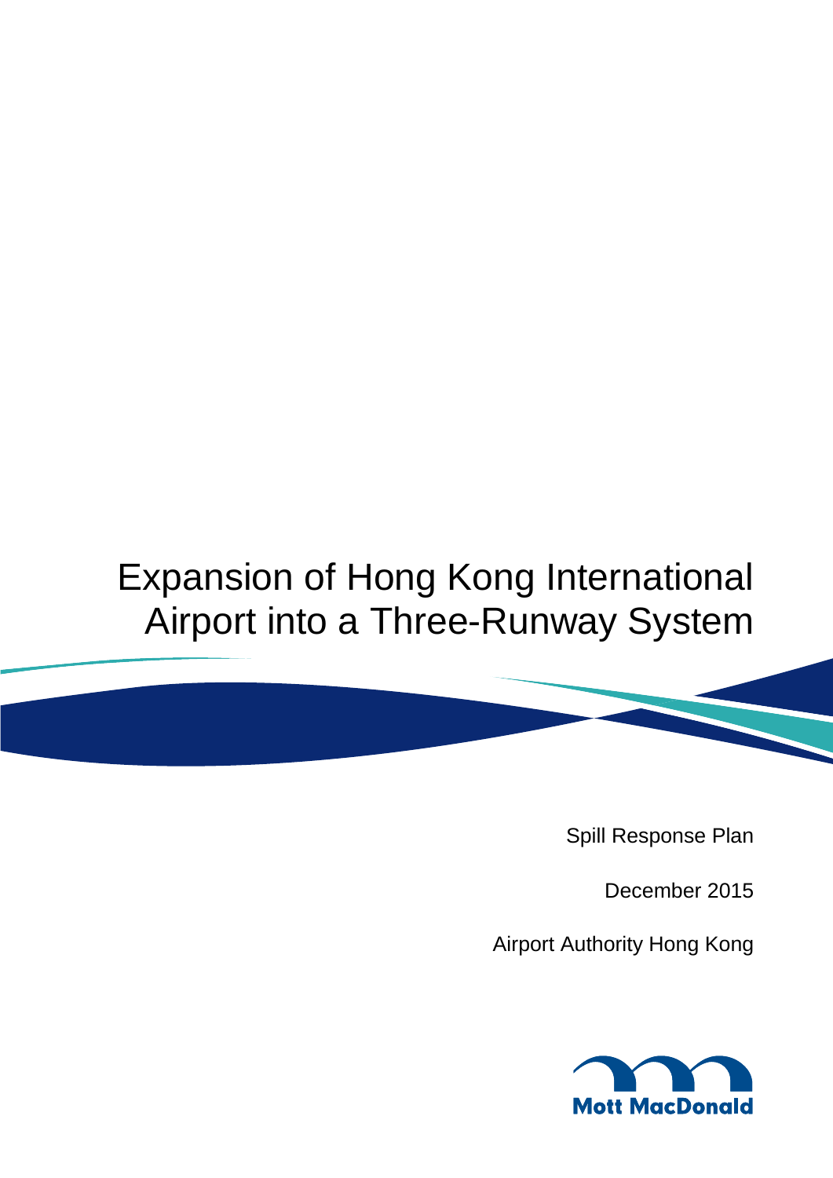# Expansion of Hong Kong International Airport into a Three-Runway System

Spill Response Plan

December 2015

Airport Authority Hong Kong

Mott MacDonald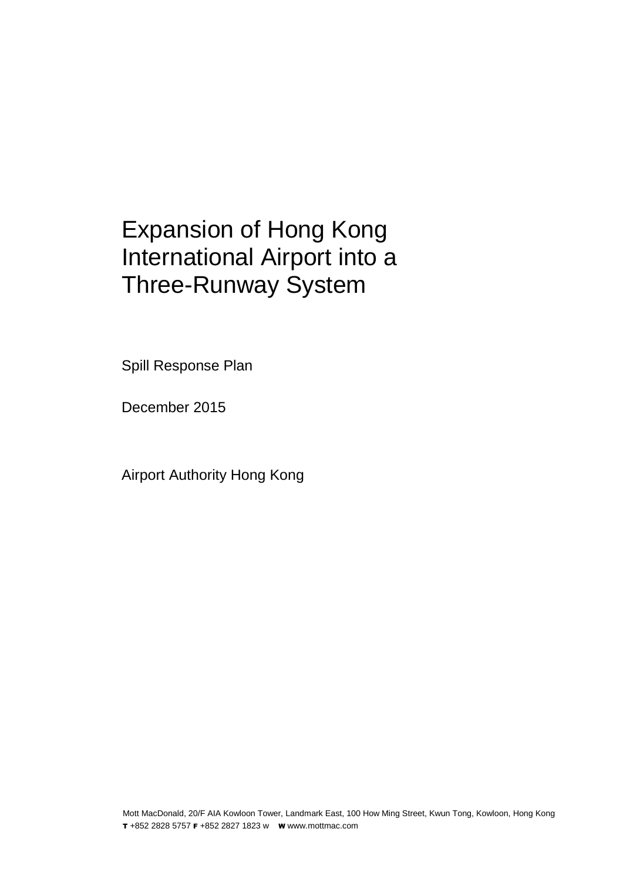# Expansion of Hong Kong International Airport into a Three-Runway System

Spill Response Plan

December 2015

Airport Authority Hong Kong

Mott MacDonald, 20/F AIA Kowloon Tower, Landmark East, 100 How Ming Street, Kwun Tong, Kowloon, Hong Kong
**T** +852 2828 5757 **F** +852 2827 1823 w **W** www.mottmac.com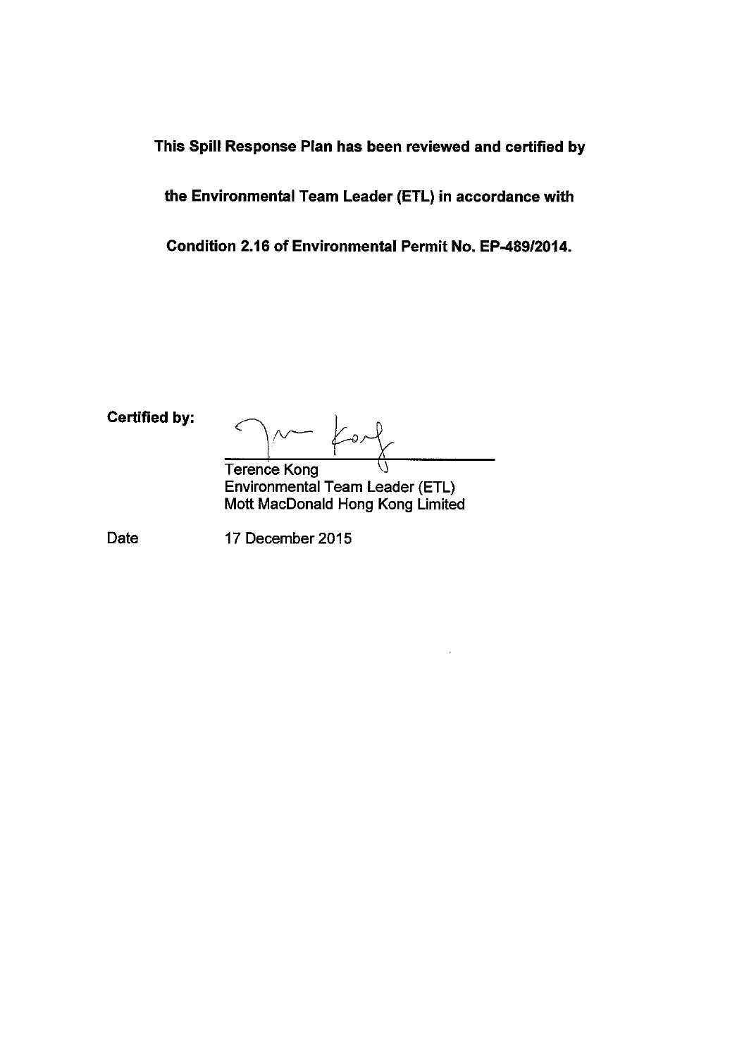**This Spill Response Plan has been reviewed and certified by**

**the Environmental Team Leader (ETL) in accordance with**

**Condition 2.16 of Environmental Permit No. EP-489/2014.**

**Certified by:**

Terence Kong
Environmental Team Leader (ETL)
Mott MacDonald Hong Kong Limited

Date 17 December 2015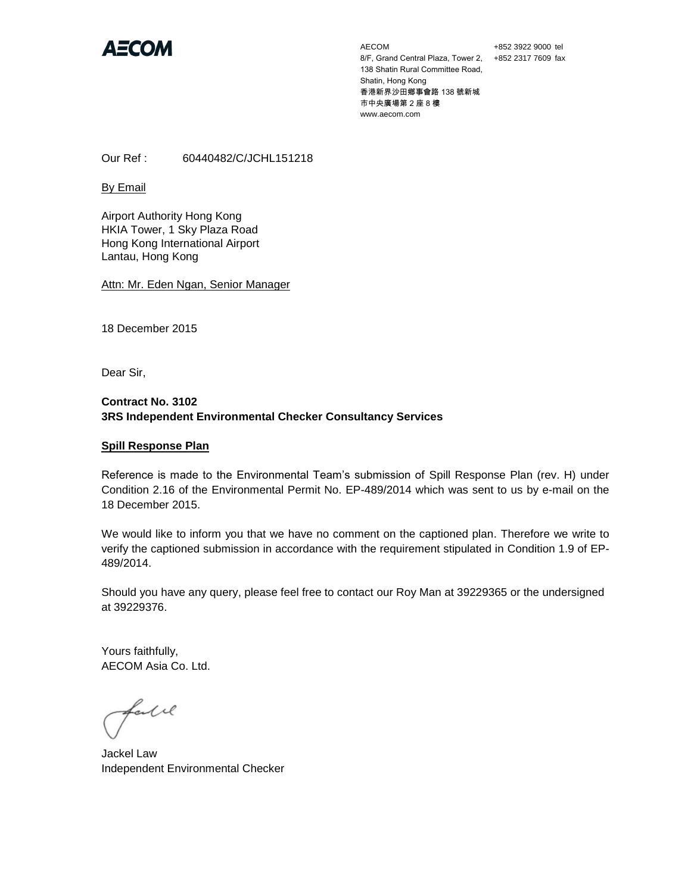**AECOM**

AECOM
8/F, Grand Central Plaza, Tower 2,
138 Shatin Rural Committee Road,
Shatin, Hong Kong
香港新界沙田鄉事會路 138 號新城
市中央廣場第 2 座 8 樓
www.aecom.com

+852 3922 9000 tel
+852 2317 7609 fax

Our Ref : 60440482/C/JCHL151218

By Email

Airport Authority Hong Kong
HKIA Tower, 1 Sky Plaza Road
Hong Kong International Airport
Lantau, Hong Kong

Attn: Mr. Eden Ngan, Senior Manager

18 December 2015

Dear Sir,

**Contract No. 3102**
**3RS Independent Environmental Checker Consultancy Services**

**Spill Response Plan**

Reference is made to the Environmental Team's submission of Spill Response Plan (rev. H) under Condition 2.16 of the Environmental Permit No. EP-489/2014 which was sent to us by e-mail on the 18 December 2015.

We would like to inform you that we have no comment on the captioned plan. Therefore we write to verify the captioned submission in accordance with the requirement stipulated in Condition 1.9 of EP-489/2014.

Should you have any query, please feel free to contact our Roy Man at 39229365 or the undersigned at 39229376.

Yours faithfully,
AECOM Asia Co. Ltd.

Jackel Law
Independent Environmental Checker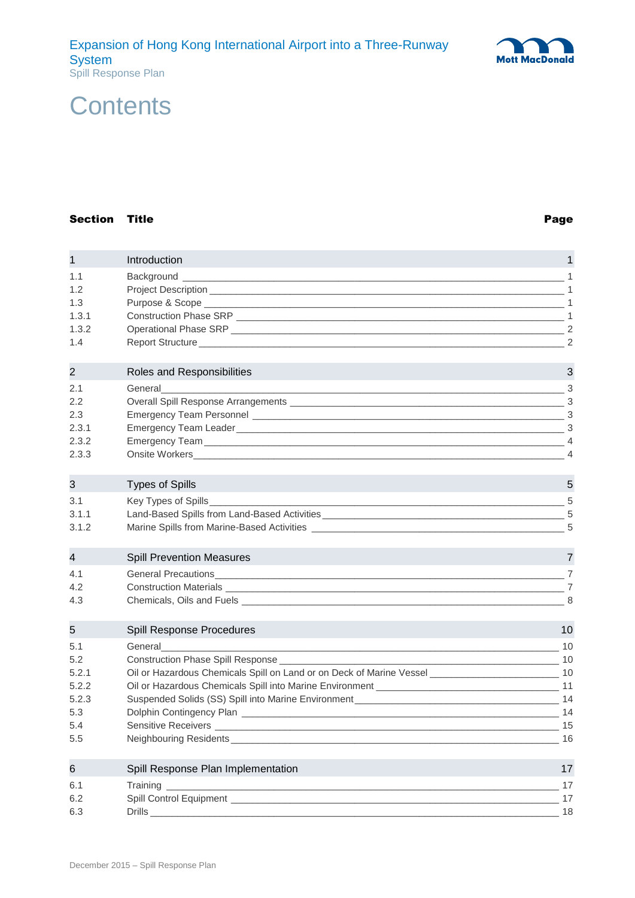# Contents

| Section | Title | Page |
|---|---|---|
| 1 | Introduction | 1 |
| 1.1 | Background | 1 |
| 1.2 | Project Description | 1 |
| 1.3 | Purpose & Scope | 1 |
| 1.3.1 | Construction Phase SRP | 1 |
| 1.3.2 | Operational Phase SRP | 2 |
| 1.4 | Report Structure | 2 |
| 2 | Roles and Responsibilities | 3 |
| 2.1 | General | 3 |
| 2.2 | Overall Spill Response Arrangements | 3 |
| 2.3 | Emergency Team Personnel | 3 |
| 2.3.1 | Emergency Team Leader | 3 |
| 2.3.2 | Emergency Team | 4 |
| 2.3.3 | Onsite Workers | 4 |
| 3 | Types of Spills | 5 |
| 3.1 | Key Types of Spills | 5 |
| 3.1.1 | Land-Based Spills from Land-Based Activities | 5 |
| 3.1.2 | Marine Spills from Marine-Based Activities | 5 |
| 4 | Spill Prevention Measures | 7 |
| 4.1 | General Precautions | 7 |
| 4.2 | Construction Materials | 7 |
| 4.3 | Chemicals, Oils and Fuels | 8 |
| 5 | Spill Response Procedures | 10 |
| 5.1 | General | 10 |
| 5.2 | Construction Phase Spill Response | 10 |
| 5.2.1 | Oil or Hazardous Chemicals Spill on Land or on Deck of Marine Vessel | 10 |
| 5.2.2 | Oil or Hazardous Chemicals Spill into Marine Environment | 11 |
| 5.2.3 | Suspended Solids (SS) Spill into Marine Environment | 14 |
| 5.3 | Dolphin Contingency Plan | 14 |
| 5.4 | Sensitive Receivers | 15 |
| 5.5 | Neighbouring Residents | 16 |
| 6 | Spill Response Plan Implementation | 17 |
| 6.1 | Training | 17 |
| 6.2 | Spill Control Equipment | 17 |
| 6.3 | Drills | 18 |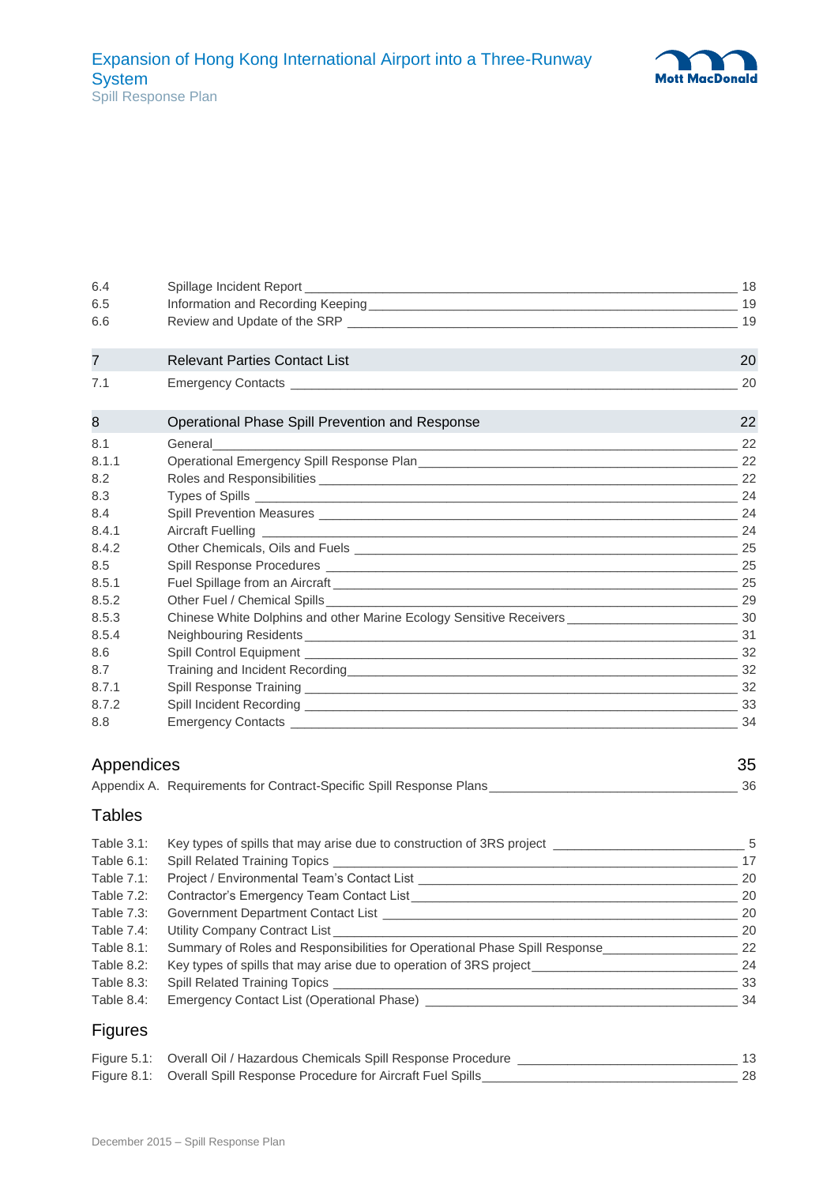| | | |
|---|---|---|
| 6.4 | Spillage Incident Report | 18 |
| 6.5 | Information and Recording Keeping | 19 |
| 6.6 | Review and Update of the SRP | 19 |
| **7** | **Relevant Parties Contact List** | **20** |
| 7.1 | Emergency Contacts | 20 |
| **8** | **Operational Phase Spill Prevention and Response** | **22** |
| 8.1 | General | 22 |
| 8.1.1 | Operational Emergency Spill Response Plan | 22 |
| 8.2 | Roles and Responsibilities | 22 |
| 8.3 | Types of Spills | 24 |
| 8.4 | Spill Prevention Measures | 24 |
| 8.4.1 | Aircraft Fuelling | 24 |
| 8.4.2 | Other Chemicals, Oils and Fuels | 25 |
| 8.5 | Spill Response Procedures | 25 |
| 8.5.1 | Fuel Spillage from an Aircraft | 25 |
| 8.5.2 | Other Fuel / Chemical Spills | 29 |
| 8.5.3 | Chinese White Dolphins and other Marine Ecology Sensitive Receivers | 30 |
| 8.5.4 | Neighbouring Residents | 31 |
| 8.6 | Spill Control Equipment | 32 |
| 8.7 | Training and Incident Recording | 32 |
| 8.7.1 | Spill Response Training | 32 |
| 8.7.2 | Spill Incident Recording | 33 |
| 8.8 | Emergency Contacts | 34 |

## Appendices 35

Appendix A. Requirements for Contract-Specific Spill Response Plans 36

## Tables

| | | |
|---|---|---|
| Table 3.1: | Key types of spills that may arise due to construction of 3RS project | 5 |
| Table 6.1: | Spill Related Training Topics | 17 |
| Table 7.1: | Project / Environmental Team's Contact List | 20 |
| Table 7.2: | Contractor's Emergency Team Contact List | 20 |
| Table 7.3: | Government Department Contact List | 20 |
| Table 7.4: | Utility Company Contract List | 20 |
| Table 8.1: | Summary of Roles and Responsibilities for Operational Phase Spill Response | 22 |
| Table 8.2: | Key types of spills that may arise due to operation of 3RS project | 24 |
| Table 8.3: | Spill Related Training Topics | 33 |
| Table 8.4: | Emergency Contact List (Operational Phase) | 34 |

## Figures

| | | |
|---|---|---|
| Figure 5.1: | Overall Oil / Hazardous Chemicals Spill Response Procedure | 13 |
| Figure 8.1: | Overall Spill Response Procedure for Aircraft Fuel Spills | 28 |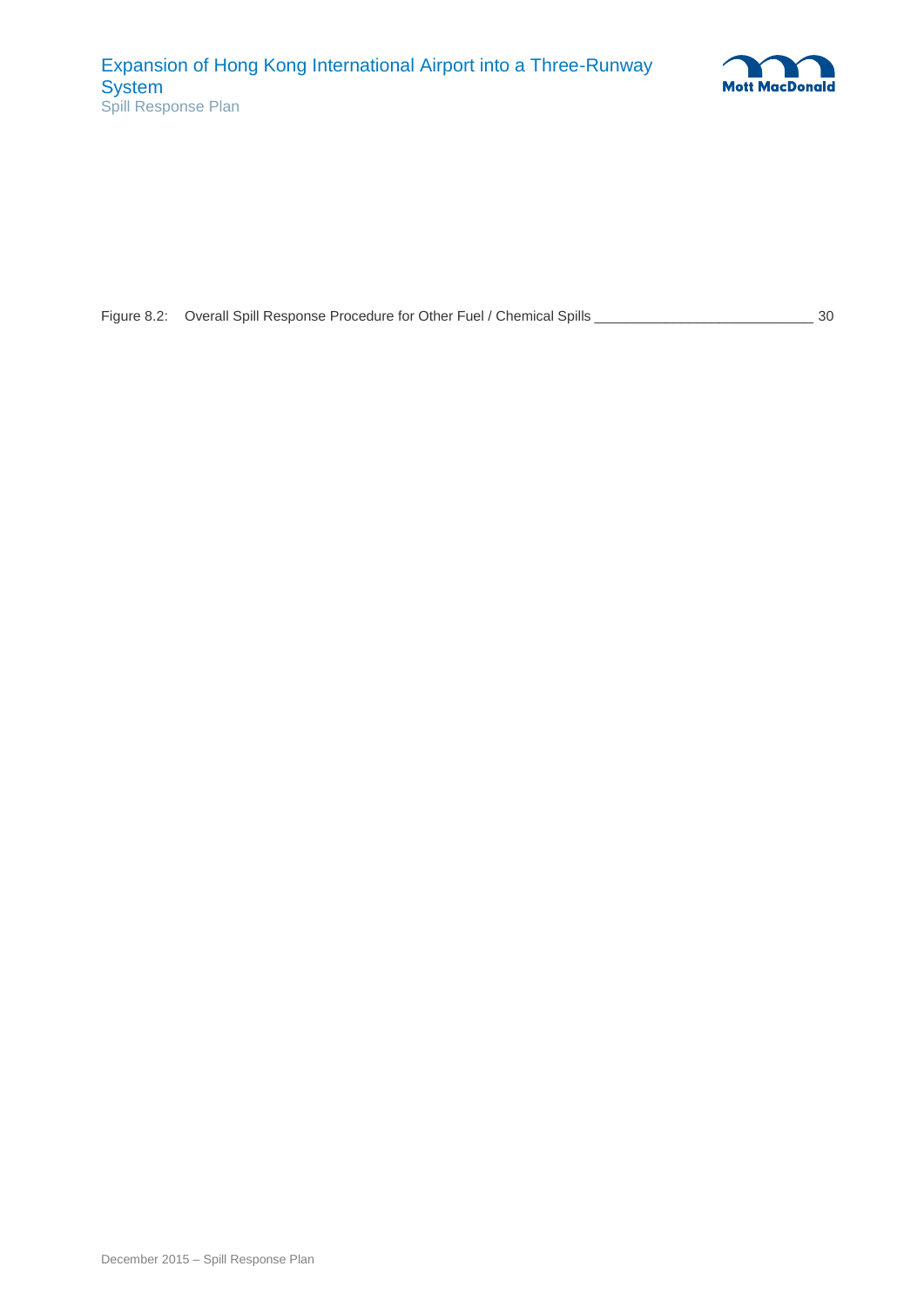Figure 8.2: Overall Spill Response Procedure for Other Fuel / Chemical Spills ____________________________ 30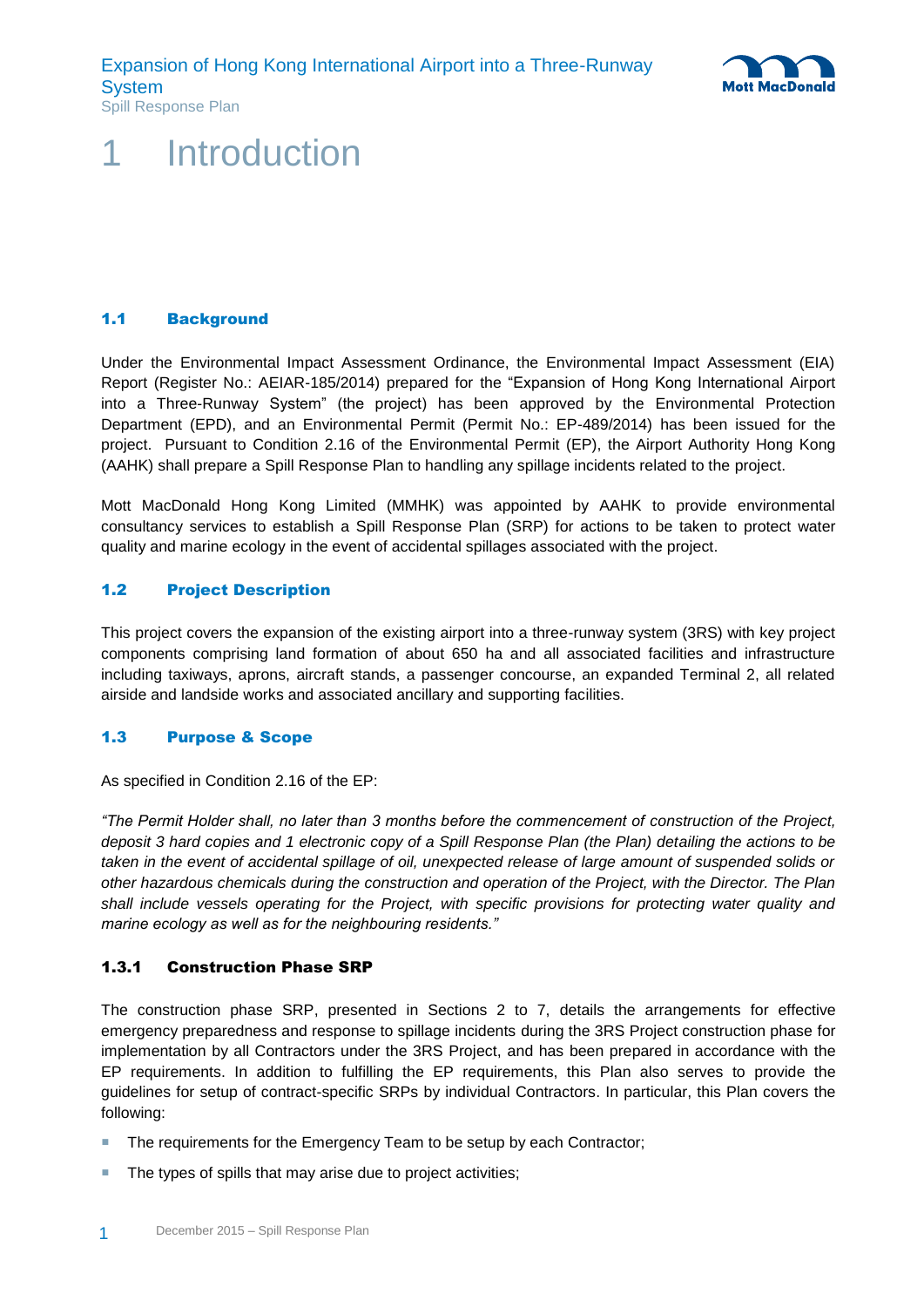# 1 Introduction

### 1.1 Background

Under the Environmental Impact Assessment Ordinance, the Environmental Impact Assessment (EIA) Report (Register No.: AEIAR-185/2014) prepared for the "Expansion of Hong Kong International Airport into a Three-Runway System" (the project) has been approved by the Environmental Protection Department (EPD), and an Environmental Permit (Permit No.: EP-489/2014) has been issued for the project. Pursuant to Condition 2.16 of the Environmental Permit (EP), the Airport Authority Hong Kong (AAHK) shall prepare a Spill Response Plan to handling any spillage incidents related to the project.

Mott MacDonald Hong Kong Limited (MMHK) was appointed by AAHK to provide environmental consultancy services to establish a Spill Response Plan (SRP) for actions to be taken to protect water quality and marine ecology in the event of accidental spillages associated with the project.

### 1.2 Project Description

This project covers the expansion of the existing airport into a three-runway system (3RS) with key project components comprising land formation of about 650 ha and all associated facilities and infrastructure including taxiways, aprons, aircraft stands, a passenger concourse, an expanded Terminal 2, all related airside and landside works and associated ancillary and supporting facilities.

### 1.3 Purpose & Scope

As specified in Condition 2.16 of the EP:

*"The Permit Holder shall, no later than 3 months before the commencement of construction of the Project, deposit 3 hard copies and 1 electronic copy of a Spill Response Plan (the Plan) detailing the actions to be taken in the event of accidental spillage of oil, unexpected release of large amount of suspended solids or other hazardous chemicals during the construction and operation of the Project, with the Director. The Plan shall include vessels operating for the Project, with specific provisions for protecting water quality and marine ecology as well as for the neighbouring residents."*

#### 1.3.1 Construction Phase SRP

The construction phase SRP, presented in Sections 2 to 7, details the arrangements for effective emergency preparedness and response to spillage incidents during the 3RS Project construction phase for implementation by all Contractors under the 3RS Project, and has been prepared in accordance with the EP requirements. In addition to fulfilling the EP requirements, this Plan also serves to provide the guidelines for setup of contract-specific SRPs by individual Contractors. In particular, this Plan covers the following:

- The requirements for the Emergency Team to be setup by each Contractor;
- The types of spills that may arise due to project activities;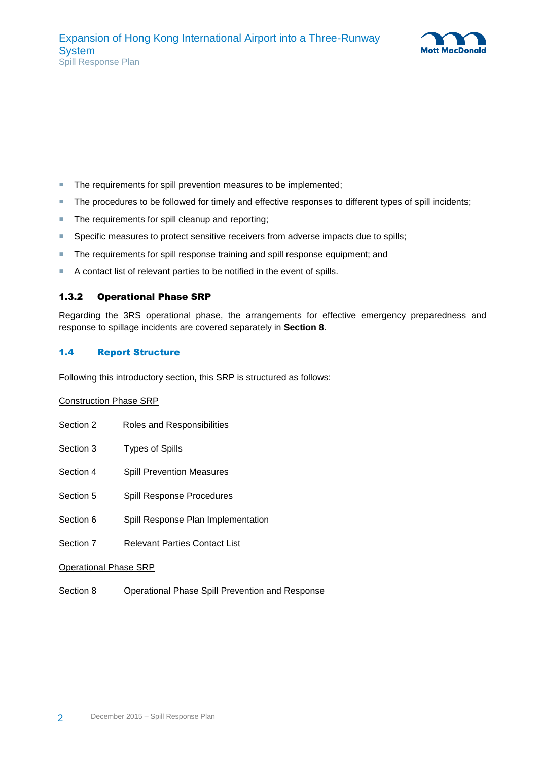- The requirements for spill prevention measures to be implemented;
- The procedures to be followed for timely and effective responses to different types of spill incidents;
- The requirements for spill cleanup and reporting;
- Specific measures to protect sensitive receivers from adverse impacts due to spills;
- The requirements for spill response training and spill response equipment; and
- A contact list of relevant parties to be notified in the event of spills.

### 1.3.2 Operational Phase SRP

Regarding the 3RS operational phase, the arrangements for effective emergency preparedness and response to spillage incidents are covered separately in **Section 8**.

## 1.4 Report Structure

Following this introductory section, this SRP is structured as follows:

Construction Phase SRP

| | |
|---|---|
| Section 2 | Roles and Responsibilities |
| Section 3 | Types of Spills |
| Section 4 | Spill Prevention Measures |
| Section 5 | Spill Response Procedures |
| Section 6 | Spill Response Plan Implementation |
| Section 7 | Relevant Parties Contact List |

Operational Phase SRP

| | |
|---|---|
| Section 8 | Operational Phase Spill Prevention and Response |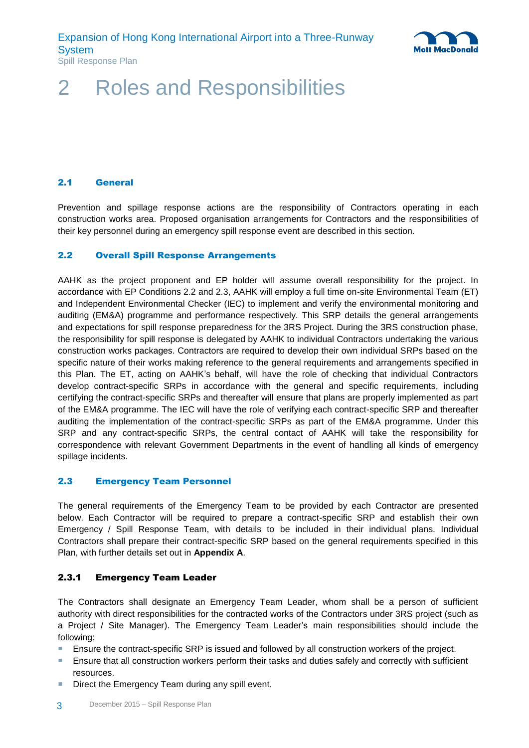# 2 Roles and Responsibilities

## 2.1 General

Prevention and spillage response actions are the responsibility of Contractors operating in each construction works area. Proposed organisation arrangements for Contractors and the responsibilities of their key personnel during an emergency spill response event are described in this section.

## 2.2 Overall Spill Response Arrangements

AAHK as the project proponent and EP holder will assume overall responsibility for the project. In accordance with EP Conditions 2.2 and 2.3, AAHK will employ a full time on-site Environmental Team (ET) and Independent Environmental Checker (IEC) to implement and verify the environmental monitoring and auditing (EM&A) programme and performance respectively. This SRP details the general arrangements and expectations for spill response preparedness for the 3RS Project. During the 3RS construction phase, the responsibility for spill response is delegated by AAHK to individual Contractors undertaking the various construction works packages. Contractors are required to develop their own individual SRPs based on the specific nature of their works making reference to the general requirements and arrangements specified in this Plan. The ET, acting on AAHK's behalf, will have the role of checking that individual Contractors develop contract-specific SRPs in accordance with the general and specific requirements, including certifying the contract-specific SRPs and thereafter will ensure that plans are properly implemented as part of the EM&A programme. The IEC will have the role of verifying each contract-specific SRP and thereafter auditing the implementation of the contract-specific SRPs as part of the EM&A programme. Under this SRP and any contract-specific SRPs, the central contact of AAHK will take the responsibility for correspondence with relevant Government Departments in the event of handling all kinds of emergency spillage incidents.

## 2.3 Emergency Team Personnel

The general requirements of the Emergency Team to be provided by each Contractor are presented below. Each Contractor will be required to prepare a contract-specific SRP and establish their own Emergency / Spill Response Team, with details to be included in their individual plans. Individual Contractors shall prepare their contract-specific SRP based on the general requirements specified in this Plan, with further details set out in **Appendix A**.

### 2.3.1 Emergency Team Leader

The Contractors shall designate an Emergency Team Leader, whom shall be a person of sufficient authority with direct responsibilities for the contracted works of the Contractors under 3RS project (such as a Project / Site Manager). The Emergency Team Leader's main responsibilities should include the following:

- Ensure the contract-specific SRP is issued and followed by all construction workers of the project.
- Ensure that all construction workers perform their tasks and duties safely and correctly with sufficient resources.
- Direct the Emergency Team during any spill event.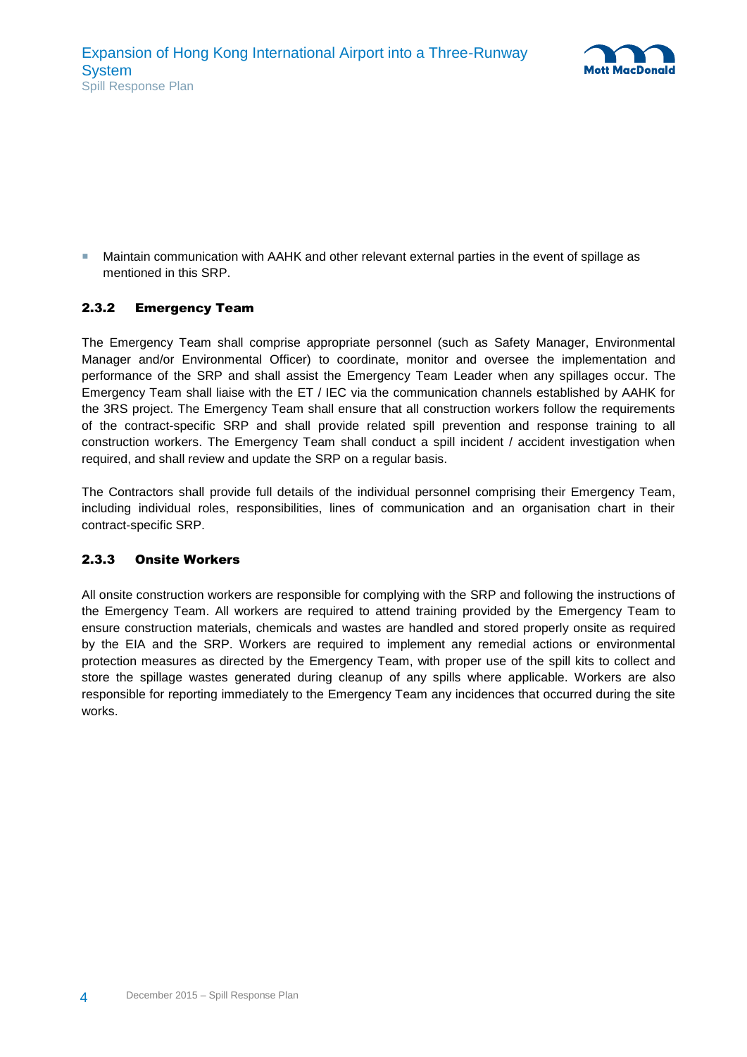- Maintain communication with AAHK and other relevant external parties in the event of spillage as mentioned in this SRP.

### 2.3.2 Emergency Team

The Emergency Team shall comprise appropriate personnel (such as Safety Manager, Environmental Manager and/or Environmental Officer) to coordinate, monitor and oversee the implementation and performance of the SRP and shall assist the Emergency Team Leader when any spillages occur. The Emergency Team shall liaise with the ET / IEC via the communication channels established by AAHK for the 3RS project. The Emergency Team shall ensure that all construction workers follow the requirements of the contract-specific SRP and shall provide related spill prevention and response training to all construction workers. The Emergency Team shall conduct a spill incident / accident investigation when required, and shall review and update the SRP on a regular basis.

The Contractors shall provide full details of the individual personnel comprising their Emergency Team, including individual roles, responsibilities, lines of communication and an organisation chart in their contract-specific SRP.

### 2.3.3 Onsite Workers

All onsite construction workers are responsible for complying with the SRP and following the instructions of the Emergency Team. All workers are required to attend training provided by the Emergency Team to ensure construction materials, chemicals and wastes are handled and stored properly onsite as required by the EIA and the SRP. Workers are required to implement any remedial actions or environmental protection measures as directed by the Emergency Team, with proper use of the spill kits to collect and store the spillage wastes generated during cleanup of any spills where applicable. Workers are also responsible for reporting immediately to the Emergency Team any incidences that occurred during the site works.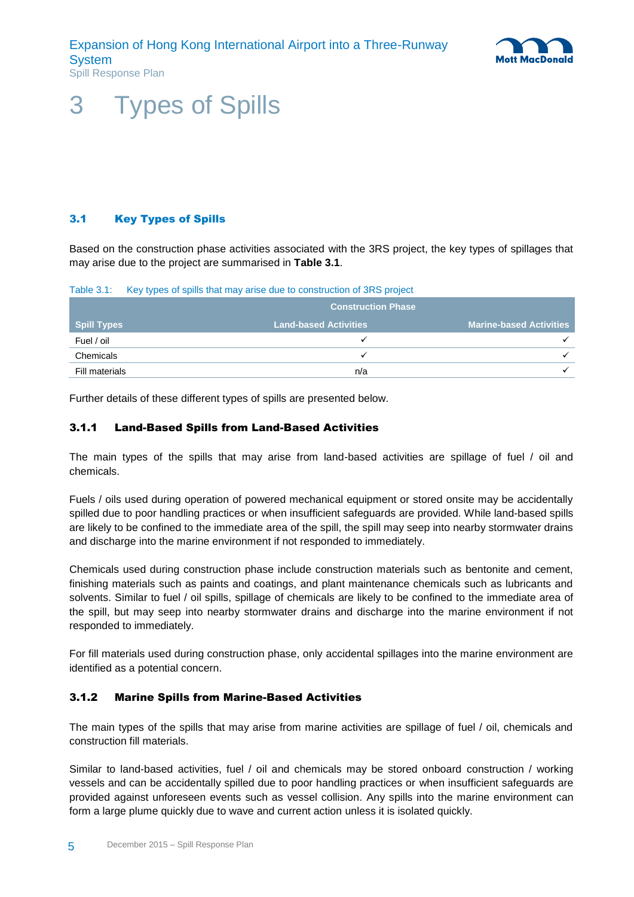# 3 Types of Spills

## 3.1 Key Types of Spills

Based on the construction phase activities associated with the 3RS project, the key types of spillages that may arise due to the project are summarised in **Table 3.1**.

Table 3.1: Key types of spills that may arise due to construction of 3RS project

| | Construction Phase | |
|---|---|---|
| **Spill Types** | **Land-based Activities** | **Marine-based Activities** |
| Fuel / oil | ✓ | ✓ |
| Chemicals | ✓ | ✓ |
| Fill materials | n/a | ✓ |

Further details of these different types of spills are presented below.

### 3.1.1 Land-Based Spills from Land-Based Activities

The main types of the spills that may arise from land-based activities are spillage of fuel / oil and chemicals.

Fuels / oils used during operation of powered mechanical equipment or stored onsite may be accidentally spilled due to poor handling practices or when insufficient safeguards are provided. While land-based spills are likely to be confined to the immediate area of the spill, the spill may seep into nearby stormwater drains and discharge into the marine environment if not responded to immediately.

Chemicals used during construction phase include construction materials such as bentonite and cement, finishing materials such as paints and coatings, and plant maintenance chemicals such as lubricants and solvents. Similar to fuel / oil spills, spillage of chemicals are likely to be confined to the immediate area of the spill, but may seep into nearby stormwater drains and discharge into the marine environment if not responded to immediately.

For fill materials used during construction phase, only accidental spillages into the marine environment are identified as a potential concern.

### 3.1.2 Marine Spills from Marine-Based Activities

The main types of the spills that may arise from marine activities are spillage of fuel / oil, chemicals and construction fill materials.

Similar to land-based activities, fuel / oil and chemicals may be stored onboard construction / working vessels and can be accidentally spilled due to poor handling practices or when insufficient safeguards are provided against unforeseen events such as vessel collision. Any spills into the marine environment can form a large plume quickly due to wave and current action unless it is isolated quickly.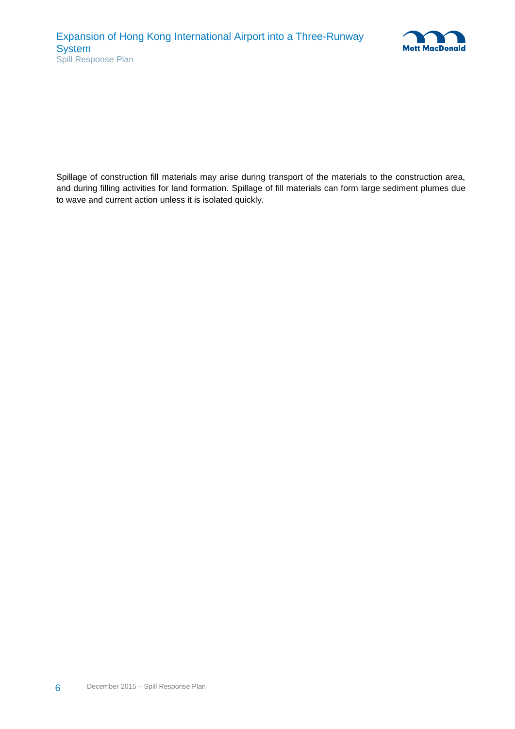Spillage of construction fill materials may arise during transport of the materials to the construction area, and during filling activities for land formation. Spillage of fill materials can form large sediment plumes due to wave and current action unless it is isolated quickly.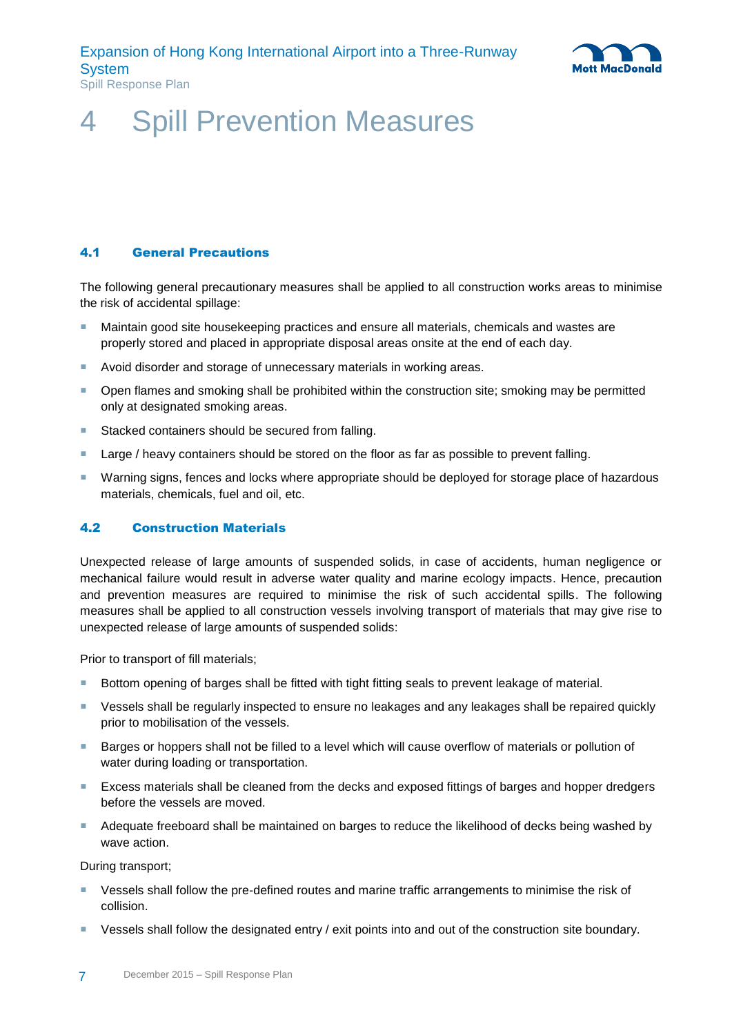# 4 Spill Prevention Measures

### 4.1 General Precautions

The following general precautionary measures shall be applied to all construction works areas to minimise the risk of accidental spillage:

- Maintain good site housekeeping practices and ensure all materials, chemicals and wastes are properly stored and placed in appropriate disposal areas onsite at the end of each day.
- Avoid disorder and storage of unnecessary materials in working areas.
- Open flames and smoking shall be prohibited within the construction site; smoking may be permitted only at designated smoking areas.
- Stacked containers should be secured from falling.
- Large / heavy containers should be stored on the floor as far as possible to prevent falling.
- Warning signs, fences and locks where appropriate should be deployed for storage place of hazardous materials, chemicals, fuel and oil, etc.

### 4.2 Construction Materials

Unexpected release of large amounts of suspended solids, in case of accidents, human negligence or mechanical failure would result in adverse water quality and marine ecology impacts. Hence, precaution and prevention measures are required to minimise the risk of such accidental spills. The following measures shall be applied to all construction vessels involving transport of materials that may give rise to unexpected release of large amounts of suspended solids:

Prior to transport of fill materials;

- Bottom opening of barges shall be fitted with tight fitting seals to prevent leakage of material.
- Vessels shall be regularly inspected to ensure no leakages and any leakages shall be repaired quickly prior to mobilisation of the vessels.
- Barges or hoppers shall not be filled to a level which will cause overflow of materials or pollution of water during loading or transportation.
- Excess materials shall be cleaned from the decks and exposed fittings of barges and hopper dredgers before the vessels are moved.
- Adequate freeboard shall be maintained on barges to reduce the likelihood of decks being washed by wave action.

During transport;

- Vessels shall follow the pre-defined routes and marine traffic arrangements to minimise the risk of collision.
- Vessels shall follow the designated entry / exit points into and out of the construction site boundary.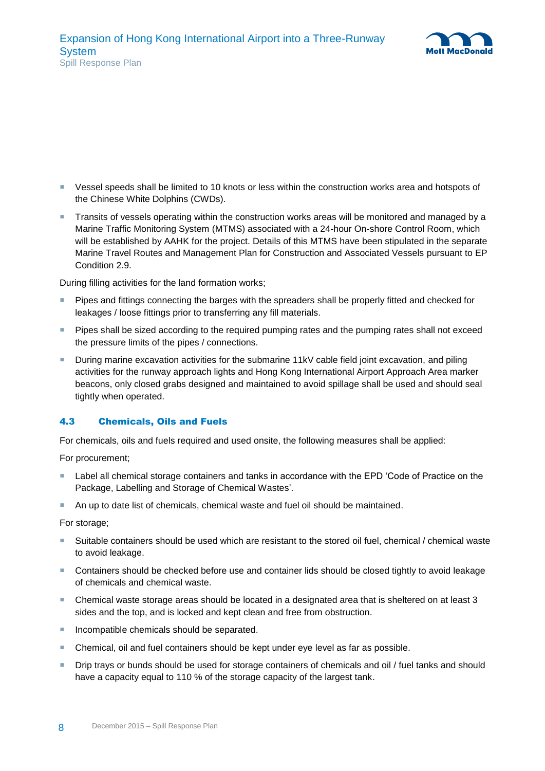- Vessel speeds shall be limited to 10 knots or less within the construction works area and hotspots of the Chinese White Dolphins (CWDs).
- Transits of vessels operating within the construction works areas will be monitored and managed by a Marine Traffic Monitoring System (MTMS) associated with a 24-hour On-shore Control Room, which will be established by AAHK for the project. Details of this MTMS have been stipulated in the separate Marine Travel Routes and Management Plan for Construction and Associated Vessels pursuant to EP Condition 2.9.

During filling activities for the land formation works;

- Pipes and fittings connecting the barges with the spreaders shall be properly fitted and checked for leakages / loose fittings prior to transferring any fill materials.
- Pipes shall be sized according to the required pumping rates and the pumping rates shall not exceed the pressure limits of the pipes / connections.
- During marine excavation activities for the submarine 11kV cable field joint excavation, and piling activities for the runway approach lights and Hong Kong International Airport Approach Area marker beacons, only closed grabs designed and maintained to avoid spillage shall be used and should seal tightly when operated.

### 4.3 Chemicals, Oils and Fuels

For chemicals, oils and fuels required and used onsite, the following measures shall be applied:

For procurement;

- Label all chemical storage containers and tanks in accordance with the EPD 'Code of Practice on the Package, Labelling and Storage of Chemical Wastes'.
- An up to date list of chemicals, chemical waste and fuel oil should be maintained.

For storage;

- Suitable containers should be used which are resistant to the stored oil fuel, chemical / chemical waste to avoid leakage.
- Containers should be checked before use and container lids should be closed tightly to avoid leakage of chemicals and chemical waste.
- Chemical waste storage areas should be located in a designated area that is sheltered on at least 3 sides and the top, and is locked and kept clean and free from obstruction.
- Incompatible chemicals should be separated.
- Chemical, oil and fuel containers should be kept under eye level as far as possible.
- Drip trays or bunds should be used for storage containers of chemicals and oil / fuel tanks and should have a capacity equal to 110 % of the storage capacity of the largest tank.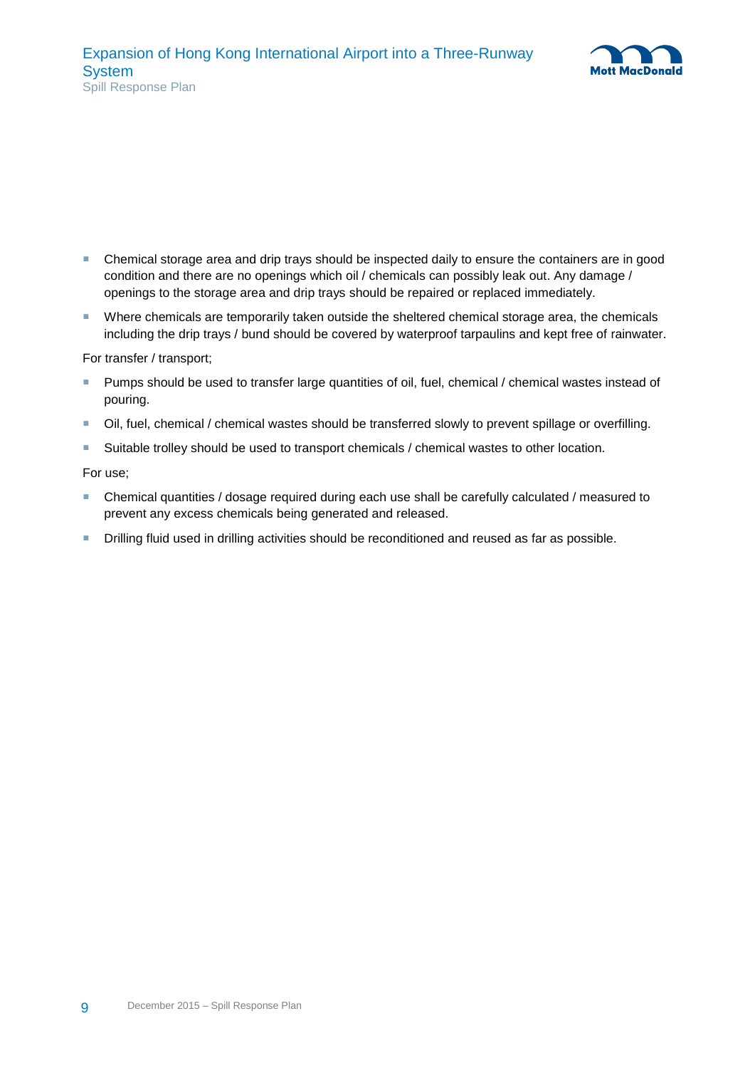- Chemical storage area and drip trays should be inspected daily to ensure the containers are in good condition and there are no openings which oil / chemicals can possibly leak out. Any damage / openings to the storage area and drip trays should be repaired or replaced immediately.
- Where chemicals are temporarily taken outside the sheltered chemical storage area, the chemicals including the drip trays / bund should be covered by waterproof tarpaulins and kept free of rainwater.

For transfer / transport;

- Pumps should be used to transfer large quantities of oil, fuel, chemical / chemical wastes instead of pouring.
- Oil, fuel, chemical / chemical wastes should be transferred slowly to prevent spillage or overfilling.
- Suitable trolley should be used to transport chemicals / chemical wastes to other location.

For use;

- Chemical quantities / dosage required during each use shall be carefully calculated / measured to prevent any excess chemicals being generated and released.
- Drilling fluid used in drilling activities should be reconditioned and reused as far as possible.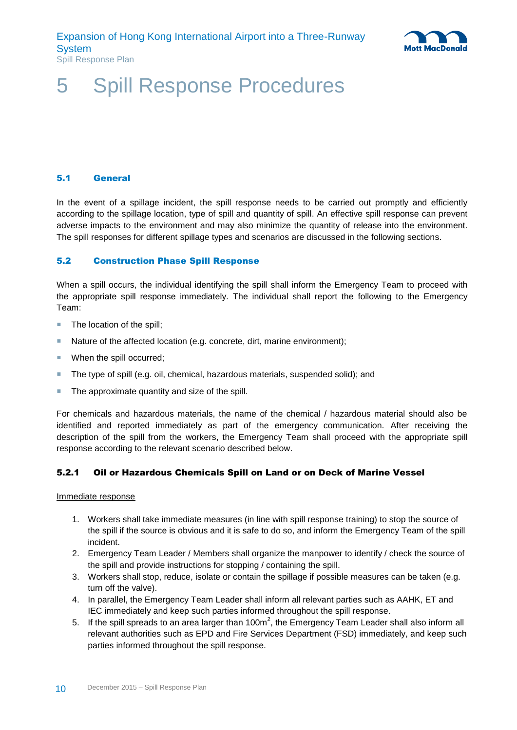# 5 Spill Response Procedures

### 5.1 General

In the event of a spillage incident, the spill response needs to be carried out promptly and efficiently according to the spillage location, type of spill and quantity of spill. An effective spill response can prevent adverse impacts to the environment and may also minimize the quantity of release into the environment. The spill responses for different spillage types and scenarios are discussed in the following sections.

### 5.2 Construction Phase Spill Response

When a spill occurs, the individual identifying the spill shall inform the Emergency Team to proceed with the appropriate spill response immediately. The individual shall report the following to the Emergency Team:

- The location of the spill;
- Nature of the affected location (e.g. concrete, dirt, marine environment);
- When the spill occurred;
- The type of spill (e.g. oil, chemical, hazardous materials, suspended solid); and
- The approximate quantity and size of the spill.

For chemicals and hazardous materials, the name of the chemical / hazardous material should also be identified and reported immediately as part of the emergency communication. After receiving the description of the spill from the workers, the Emergency Team shall proceed with the appropriate spill response according to the relevant scenario described below.

#### 5.2.1 Oil or Hazardous Chemicals Spill on Land or on Deck of Marine Vessel

<u>Immediate response</u>

1. Workers shall take immediate measures (in line with spill response training) to stop the source of the spill if the source is obvious and it is safe to do so, and inform the Emergency Team of the spill incident.
2. Emergency Team Leader / Members shall organize the manpower to identify / check the source of the spill and provide instructions for stopping / containing the spill.
3. Workers shall stop, reduce, isolate or contain the spillage if possible measures can be taken (e.g. turn off the valve).
4. In parallel, the Emergency Team Leader shall inform all relevant parties such as AAHK, ET and IEC immediately and keep such parties informed throughout the spill response.
5. If the spill spreads to an area larger than $100m^2$, the Emergency Team Leader shall also inform all relevant authorities such as EPD and Fire Services Department (FSD) immediately, and keep such parties informed throughout the spill response.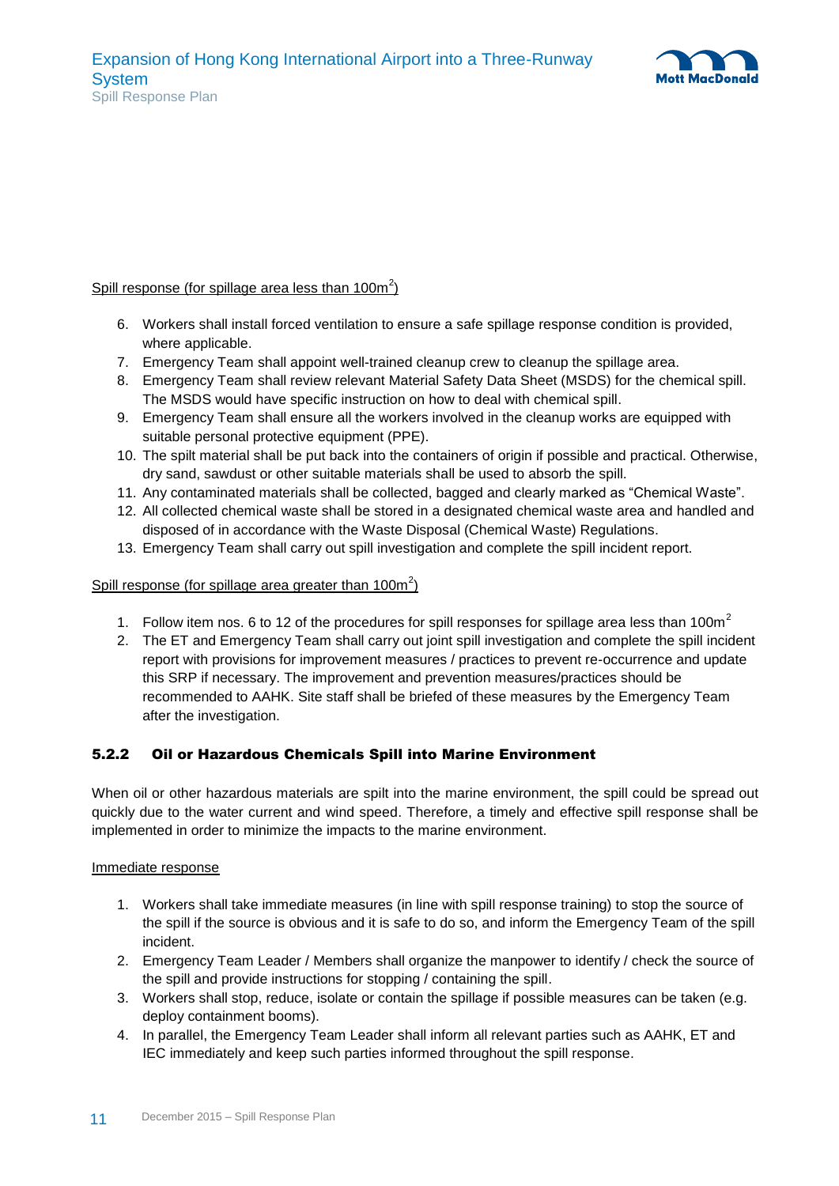Spill response (for spillage area less than $100m^2$)

6. Workers shall install forced ventilation to ensure a safe spillage response condition is provided, where applicable.
7. Emergency Team shall appoint well-trained cleanup crew to cleanup the spillage area.
8. Emergency Team shall review relevant Material Safety Data Sheet (MSDS) for the chemical spill. The MSDS would have specific instruction on how to deal with chemical spill.
9. Emergency Team shall ensure all the workers involved in the cleanup works are equipped with suitable personal protective equipment (PPE).
10. The spilt material shall be put back into the containers of origin if possible and practical. Otherwise, dry sand, sawdust or other suitable materials shall be used to absorb the spill.
11. Any contaminated materials shall be collected, bagged and clearly marked as "Chemical Waste".
12. All collected chemical waste shall be stored in a designated chemical waste area and handled and disposed of in accordance with the Waste Disposal (Chemical Waste) Regulations.
13. Emergency Team shall carry out spill investigation and complete the spill incident report.

Spill response (for spillage area greater than $100m^2$)

1. Follow item nos. 6 to 12 of the procedures for spill responses for spillage area less than $100m^2$
2. The ET and Emergency Team shall carry out joint spill investigation and complete the spill incident report with provisions for improvement measures / practices to prevent re-occurrence and update this SRP if necessary. The improvement and prevention measures/practices should be recommended to AAHK. Site staff shall be briefed of these measures by the Emergency Team after the investigation.

### 5.2.2 Oil or Hazardous Chemicals Spill into Marine Environment

When oil or other hazardous materials are spilt into the marine environment, the spill could be spread out quickly due to the water current and wind speed. Therefore, a timely and effective spill response shall be implemented in order to minimize the impacts to the marine environment.

Immediate response

1. Workers shall take immediate measures (in line with spill response training) to stop the source of the spill if the source is obvious and it is safe to do so, and inform the Emergency Team of the spill incident.
2. Emergency Team Leader / Members shall organize the manpower to identify / check the source of the spill and provide instructions for stopping / containing the spill.
3. Workers shall stop, reduce, isolate or contain the spillage if possible measures can be taken (e.g. deploy containment booms).
4. In parallel, the Emergency Team Leader shall inform all relevant parties such as AAHK, ET and IEC immediately and keep such parties informed throughout the spill response.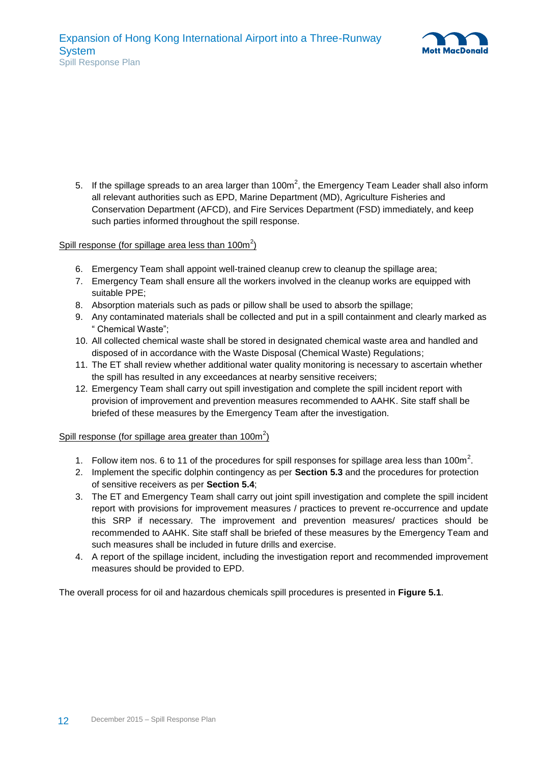5. If the spillage spreads to an area larger than $100m^2$, the Emergency Team Leader shall also inform all relevant authorities such as EPD, Marine Department (MD), Agriculture Fisheries and Conservation Department (AFCD), and Fire Services Department (FSD) immediately, and keep such parties informed throughout the spill response.

<u>Spill response (for spillage area less than $100m^2$)</u>

6. Emergency Team shall appoint well-trained cleanup crew to cleanup the spillage area;
7. Emergency Team shall ensure all the workers involved in the cleanup works are equipped with suitable PPE;
8. Absorption materials such as pads or pillow shall be used to absorb the spillage;
9. Any contaminated materials shall be collected and put in a spill containment and clearly marked as " Chemical Waste";
10. All collected chemical waste shall be stored in designated chemical waste area and handled and disposed of in accordance with the Waste Disposal (Chemical Waste) Regulations;
11. The ET shall review whether additional water quality monitoring is necessary to ascertain whether the spill has resulted in any exceedances at nearby sensitive receivers;
12. Emergency Team shall carry out spill investigation and complete the spill incident report with provision of improvement and prevention measures recommended to AAHK. Site staff shall be briefed of these measures by the Emergency Team after the investigation.

<u>Spill response (for spillage area greater than $100m^2$)</u>

1. Follow item nos. 6 to 11 of the procedures for spill responses for spillage area less than $100m^2$.
2. Implement the specific dolphin contingency as per **Section 5.3** and the procedures for protection of sensitive receivers as per **Section 5.4**;
3. The ET and Emergency Team shall carry out joint spill investigation and complete the spill incident report with provisions for improvement measures / practices to prevent re-occurrence and update this SRP if necessary. The improvement and prevention measures/ practices should be recommended to AAHK. Site staff shall be briefed of these measures by the Emergency Team and such measures shall be included in future drills and exercise.
4. A report of the spillage incident, including the investigation report and recommended improvement measures should be provided to EPD.

The overall process for oil and hazardous chemicals spill procedures is presented in **Figure 5.1**.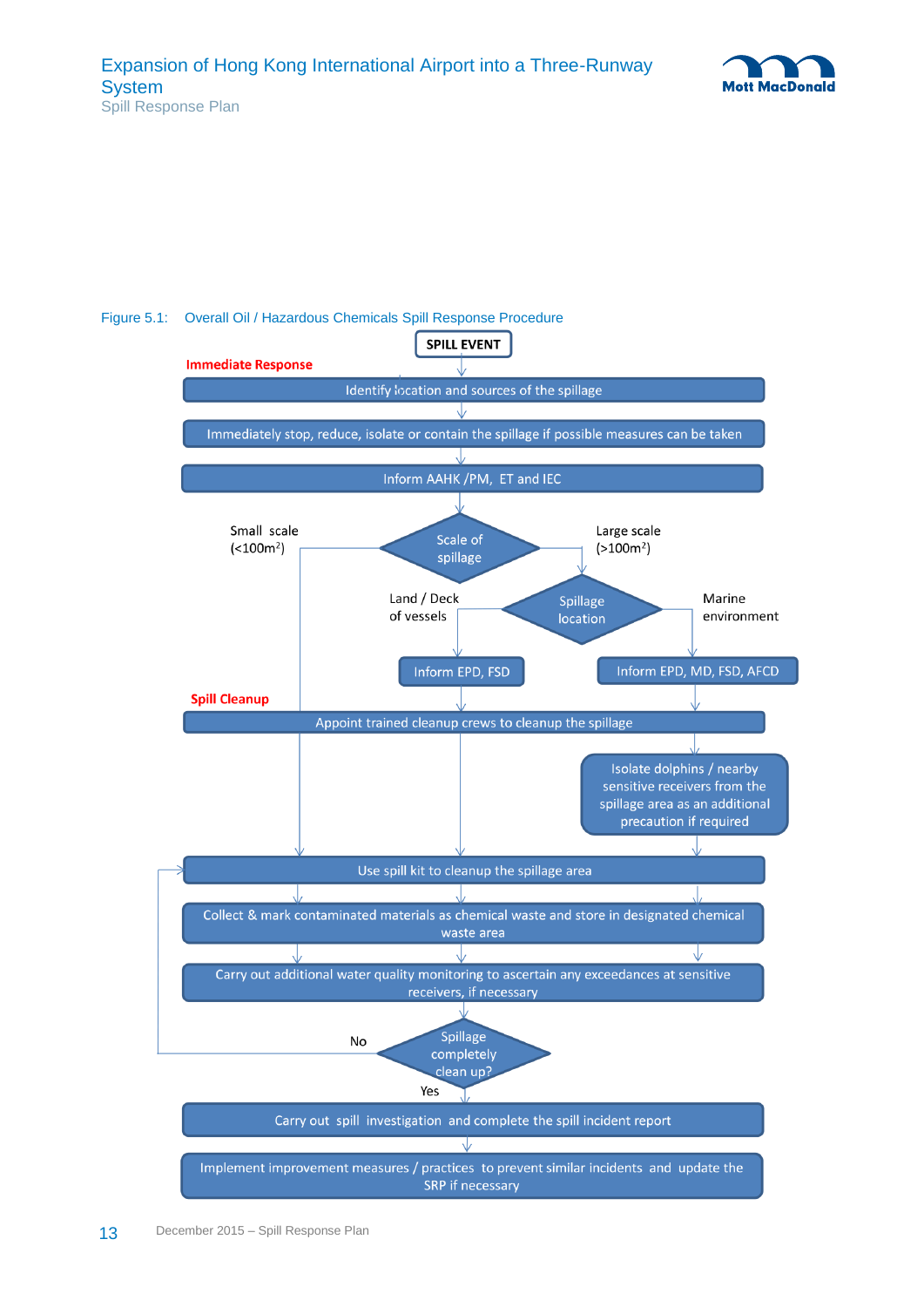Figure 5.1: Overall Oil / Hazardous Chemicals Spill Response Procedure

**SPILL EVENT**

**Immediate Response**

- Identify location and sources of the spillage
- Immediately stop, reduce, isolate or contain the spillage if possible measures can be taken
- Inform AAHK /PM, ET and IEC
- Scale of spillage?
  - Small scale (<100m$^2$) → Appoint trained cleanup crews to cleanup the spillage
  - Large scale (>100m$^2$) → Spillage location?
    - Land / Deck of vessels → Inform EPD, FSD
    - Marine environment → Inform EPD, MD, FSD, AFCD

**Spill Cleanup**

- Appoint trained cleanup crews to cleanup the spillage
- Isolate dolphins / nearby sensitive receivers from the spillage area as an additional precaution if required
- Use spill kit to cleanup the spillage area
- Collect & mark contaminated materials as chemical waste and store in designated chemical waste area
- Carry out additional water quality monitoring to ascertain any exceedances at sensitive receivers, if necessary
- Spillage completely clean up?
  - No → Use spill kit to cleanup the spillage area
  - Yes → Carry out spill investigation and complete the spill incident report
- Implement improvement measures / practices to prevent similar incidents and update the SRP if necessary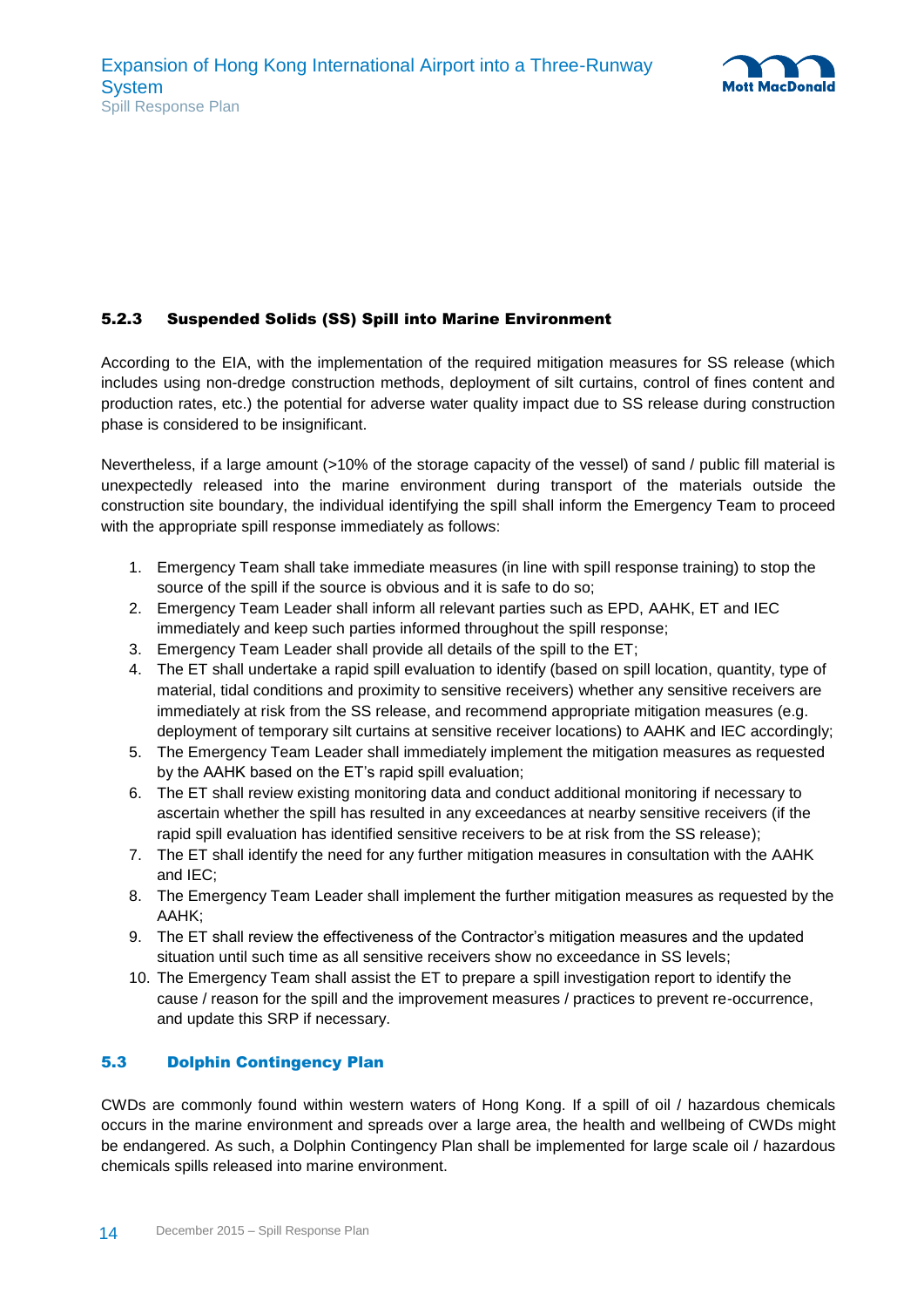#### 5.2.3 Suspended Solids (SS) Spill into Marine Environment

According to the EIA, with the implementation of the required mitigation measures for SS release (which includes using non-dredge construction methods, deployment of silt curtains, control of fines content and production rates, etc.) the potential for adverse water quality impact due to SS release during construction phase is considered to be insignificant.

Nevertheless, if a large amount (>10% of the storage capacity of the vessel) of sand / public fill material is unexpectedly released into the marine environment during transport of the materials outside the construction site boundary, the individual identifying the spill shall inform the Emergency Team to proceed with the appropriate spill response immediately as follows:

1. Emergency Team shall take immediate measures (in line with spill response training) to stop the source of the spill if the source is obvious and it is safe to do so;
2. Emergency Team Leader shall inform all relevant parties such as EPD, AAHK, ET and IEC immediately and keep such parties informed throughout the spill response;
3. Emergency Team Leader shall provide all details of the spill to the ET;
4. The ET shall undertake a rapid spill evaluation to identify (based on spill location, quantity, type of material, tidal conditions and proximity to sensitive receivers) whether any sensitive receivers are immediately at risk from the SS release, and recommend appropriate mitigation measures (e.g. deployment of temporary silt curtains at sensitive receiver locations) to AAHK and IEC accordingly;
5. The Emergency Team Leader shall immediately implement the mitigation measures as requested by the AAHK based on the ET's rapid spill evaluation;
6. The ET shall review existing monitoring data and conduct additional monitoring if necessary to ascertain whether the spill has resulted in any exceedances at nearby sensitive receivers (if the rapid spill evaluation has identified sensitive receivers to be at risk from the SS release);
7. The ET shall identify the need for any further mitigation measures in consultation with the AAHK and IEC;
8. The Emergency Team Leader shall implement the further mitigation measures as requested by the AAHK;
9. The ET shall review the effectiveness of the Contractor's mitigation measures and the updated situation until such time as all sensitive receivers show no exceedance in SS levels;
10. The Emergency Team shall assist the ET to prepare a spill investigation report to identify the cause / reason for the spill and the improvement measures / practices to prevent re-occurrence, and update this SRP if necessary.

### 5.3 Dolphin Contingency Plan

CWDs are commonly found within western waters of Hong Kong. If a spill of oil / hazardous chemicals occurs in the marine environment and spreads over a large area, the health and wellbeing of CWDs might be endangered. As such, a Dolphin Contingency Plan shall be implemented for large scale oil / hazardous chemicals spills released into marine environment.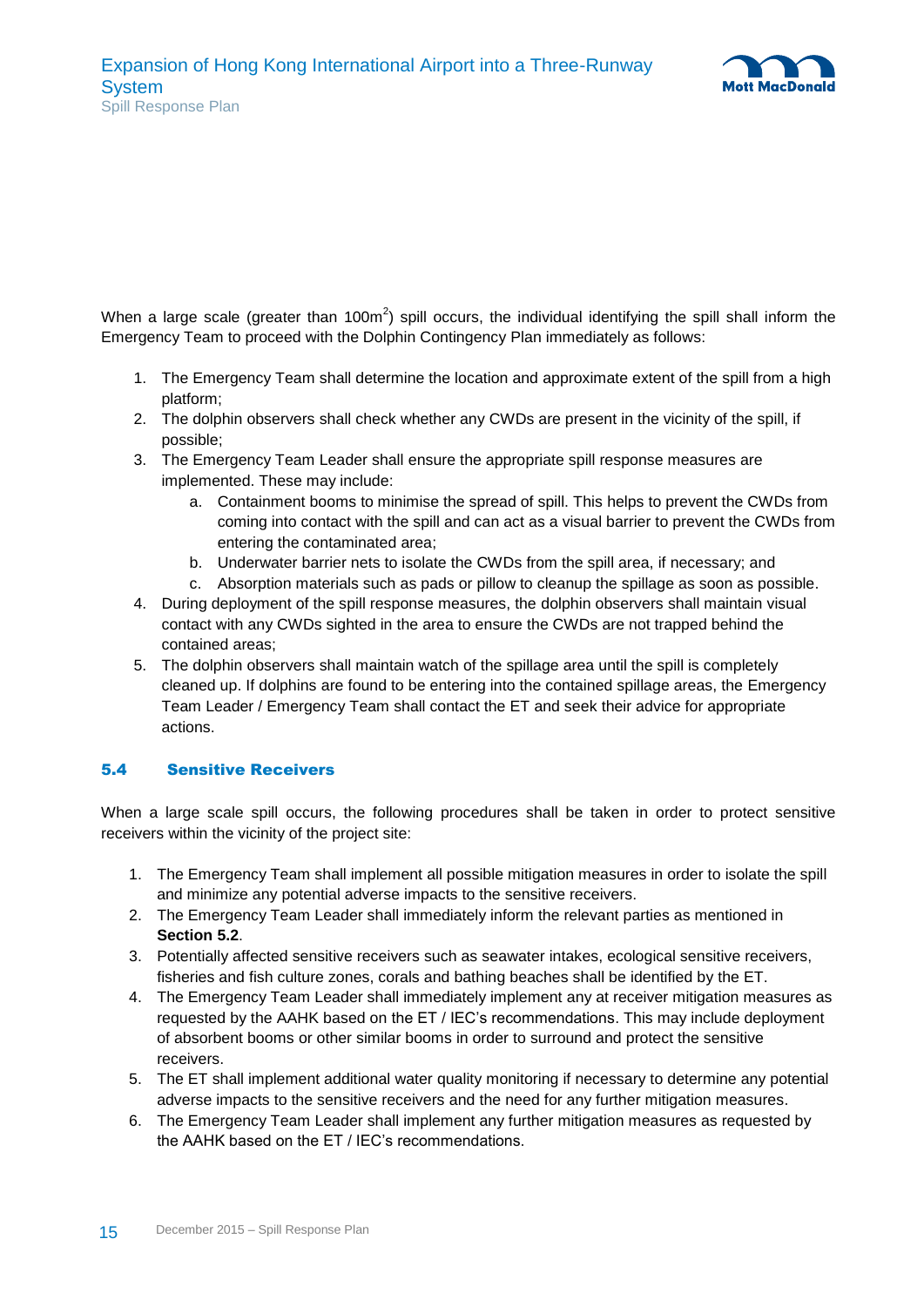When a large scale (greater than $100m^2$) spill occurs, the individual identifying the spill shall inform the Emergency Team to proceed with the Dolphin Contingency Plan immediately as follows:

1. The Emergency Team shall determine the location and approximate extent of the spill from a high platform;
2. The dolphin observers shall check whether any CWDs are present in the vicinity of the spill, if possible;
3. The Emergency Team Leader shall ensure the appropriate spill response measures are implemented. These may include:
   a. Containment booms to minimise the spread of spill. This helps to prevent the CWDs from coming into contact with the spill and can act as a visual barrier to prevent the CWDs from entering the contaminated area;
   b. Underwater barrier nets to isolate the CWDs from the spill area, if necessary; and
   c. Absorption materials such as pads or pillow to cleanup the spillage as soon as possible.
4. During deployment of the spill response measures, the dolphin observers shall maintain visual contact with any CWDs sighted in the area to ensure the CWDs are not trapped behind the contained areas;
5. The dolphin observers shall maintain watch of the spillage area until the spill is completely cleaned up. If dolphins are found to be entering into the contained spillage areas, the Emergency Team Leader / Emergency Team shall contact the ET and seek their advice for appropriate actions.

### 5.4 Sensitive Receivers

When a large scale spill occurs, the following procedures shall be taken in order to protect sensitive receivers within the vicinity of the project site:

1. The Emergency Team shall implement all possible mitigation measures in order to isolate the spill and minimize any potential adverse impacts to the sensitive receivers.
2. The Emergency Team Leader shall immediately inform the relevant parties as mentioned in **Section 5.2**.
3. Potentially affected sensitive receivers such as seawater intakes, ecological sensitive receivers, fisheries and fish culture zones, corals and bathing beaches shall be identified by the ET.
4. The Emergency Team Leader shall immediately implement any at receiver mitigation measures as requested by the AAHK based on the ET / IEC's recommendations. This may include deployment of absorbent booms or other similar booms in order to surround and protect the sensitive receivers.
5. The ET shall implement additional water quality monitoring if necessary to determine any potential adverse impacts to the sensitive receivers and the need for any further mitigation measures.
6. The Emergency Team Leader shall implement any further mitigation measures as requested by the AAHK based on the ET / IEC's recommendations.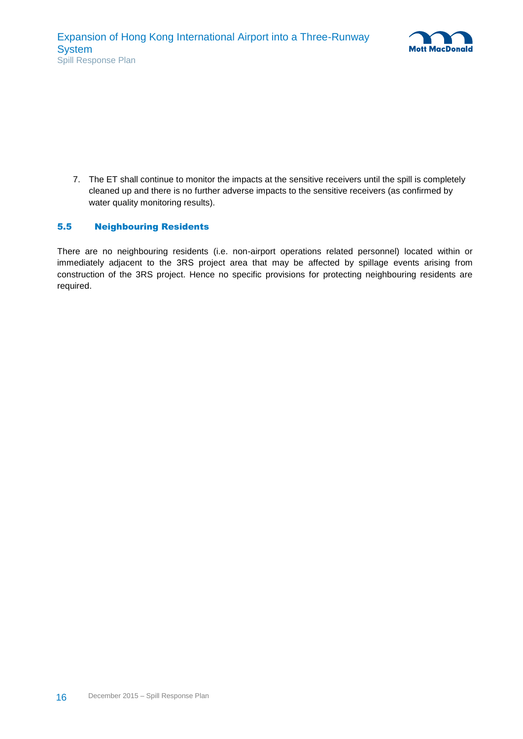7. The ET shall continue to monitor the impacts at the sensitive receivers until the spill is completely cleaned up and there is no further adverse impacts to the sensitive receivers (as confirmed by water quality monitoring results).

## 5.5 Neighbouring Residents

There are no neighbouring residents (i.e. non-airport operations related personnel) located within or immediately adjacent to the 3RS project area that may be affected by spillage events arising from construction of the 3RS project. Hence no specific provisions for protecting neighbouring residents are required.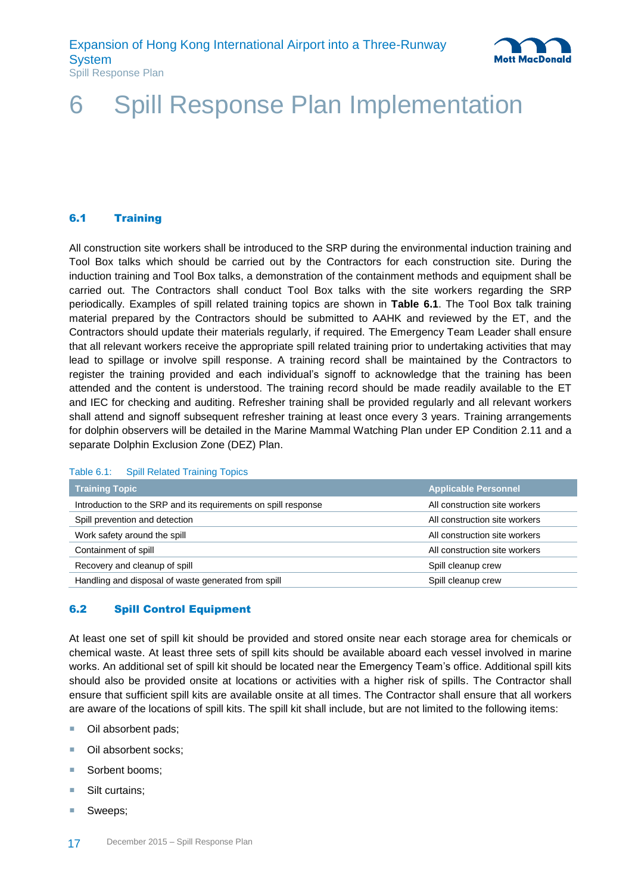# 6 Spill Response Plan Implementation

### 6.1 Training

All construction site workers shall be introduced to the SRP during the environmental induction training and Tool Box talks which should be carried out by the Contractors for each construction site. During the induction training and Tool Box talks, a demonstration of the containment methods and equipment shall be carried out. The Contractors shall conduct Tool Box talks with the site workers regarding the SRP periodically. Examples of spill related training topics are shown in **Table 6.1**. The Tool Box talk training material prepared by the Contractors should be submitted to AAHK and reviewed by the ET, and the Contractors should update their materials regularly, if required. The Emergency Team Leader shall ensure that all relevant workers receive the appropriate spill related training prior to undertaking activities that may lead to spillage or involve spill response. A training record shall be maintained by the Contractors to register the training provided and each individual's signoff to acknowledge that the training has been attended and the content is understood. The training record should be made readily available to the ET and IEC for checking and auditing. Refresher training shall be provided regularly and all relevant workers shall attend and signoff subsequent refresher training at least once every 3 years. Training arrangements for dolphin observers will be detailed in the Marine Mammal Watching Plan under EP Condition 2.11 and a separate Dolphin Exclusion Zone (DEZ) Plan.

Table 6.1: Spill Related Training Topics

| Training Topic | Applicable Personnel |
|---|---|
| Introduction to the SRP and its requirements on spill response | All construction site workers |
| Spill prevention and detection | All construction site workers |
| Work safety around the spill | All construction site workers |
| Containment of spill | All construction site workers |
| Recovery and cleanup of spill | Spill cleanup crew |
| Handling and disposal of waste generated from spill | Spill cleanup crew |

### 6.2 Spill Control Equipment

At least one set of spill kit should be provided and stored onsite near each storage area for chemicals or chemical waste. At least three sets of spill kits should be available aboard each vessel involved in marine works. An additional set of spill kit should be located near the Emergency Team's office. Additional spill kits should also be provided onsite at locations or activities with a higher risk of spills. The Contractor shall ensure that sufficient spill kits are available onsite at all times. The Contractor shall ensure that all workers are aware of the locations of spill kits. The spill kit shall include, but are not limited to the following items:

- Oil absorbent pads;
- Oil absorbent socks;
- Sorbent booms;
- Silt curtains;
- Sweeps;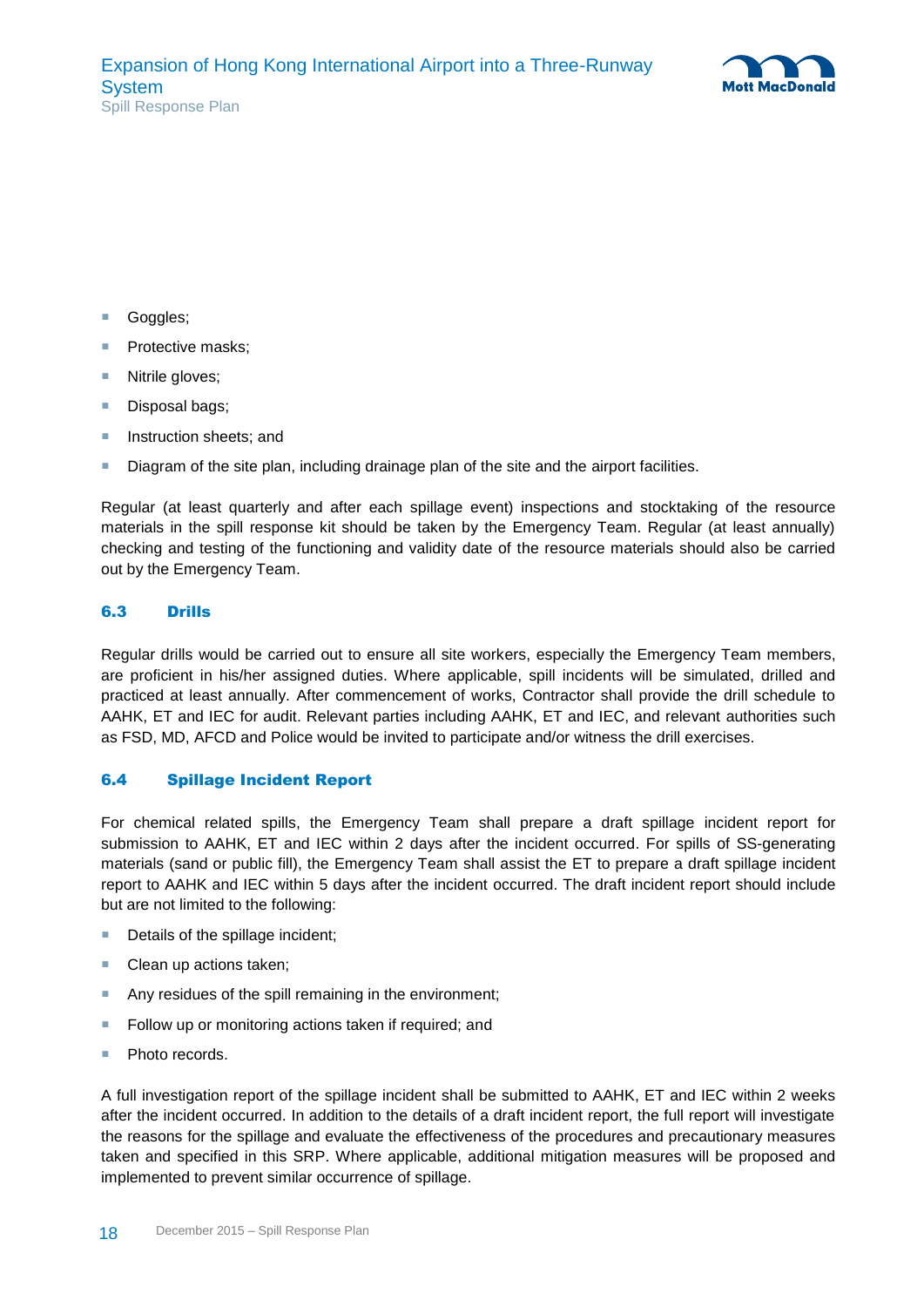- Goggles;
- Protective masks;
- Nitrile gloves;
- Disposal bags;
- Instruction sheets; and
- Diagram of the site plan, including drainage plan of the site and the airport facilities.

Regular (at least quarterly and after each spillage event) inspections and stocktaking of the resource materials in the spill response kit should be taken by the Emergency Team. Regular (at least annually) checking and testing of the functioning and validity date of the resource materials should also be carried out by the Emergency Team.

### 6.3 Drills

Regular drills would be carried out to ensure all site workers, especially the Emergency Team members, are proficient in his/her assigned duties. Where applicable, spill incidents will be simulated, drilled and practiced at least annually. After commencement of works, Contractor shall provide the drill schedule to AAHK, ET and IEC for audit. Relevant parties including AAHK, ET and IEC, and relevant authorities such as FSD, MD, AFCD and Police would be invited to participate and/or witness the drill exercises.

### 6.4 Spillage Incident Report

For chemical related spills, the Emergency Team shall prepare a draft spillage incident report for submission to AAHK, ET and IEC within 2 days after the incident occurred. For spills of SS-generating materials (sand or public fill), the Emergency Team shall assist the ET to prepare a draft spillage incident report to AAHK and IEC within 5 days after the incident occurred. The draft incident report should include but are not limited to the following:

- Details of the spillage incident;
- Clean up actions taken;
- Any residues of the spill remaining in the environment;
- Follow up or monitoring actions taken if required; and
- Photo records.

A full investigation report of the spillage incident shall be submitted to AAHK, ET and IEC within 2 weeks after the incident occurred. In addition to the details of a draft incident report, the full report will investigate the reasons for the spillage and evaluate the effectiveness of the procedures and precautionary measures taken and specified in this SRP. Where applicable, additional mitigation measures will be proposed and implemented to prevent similar occurrence of spillage.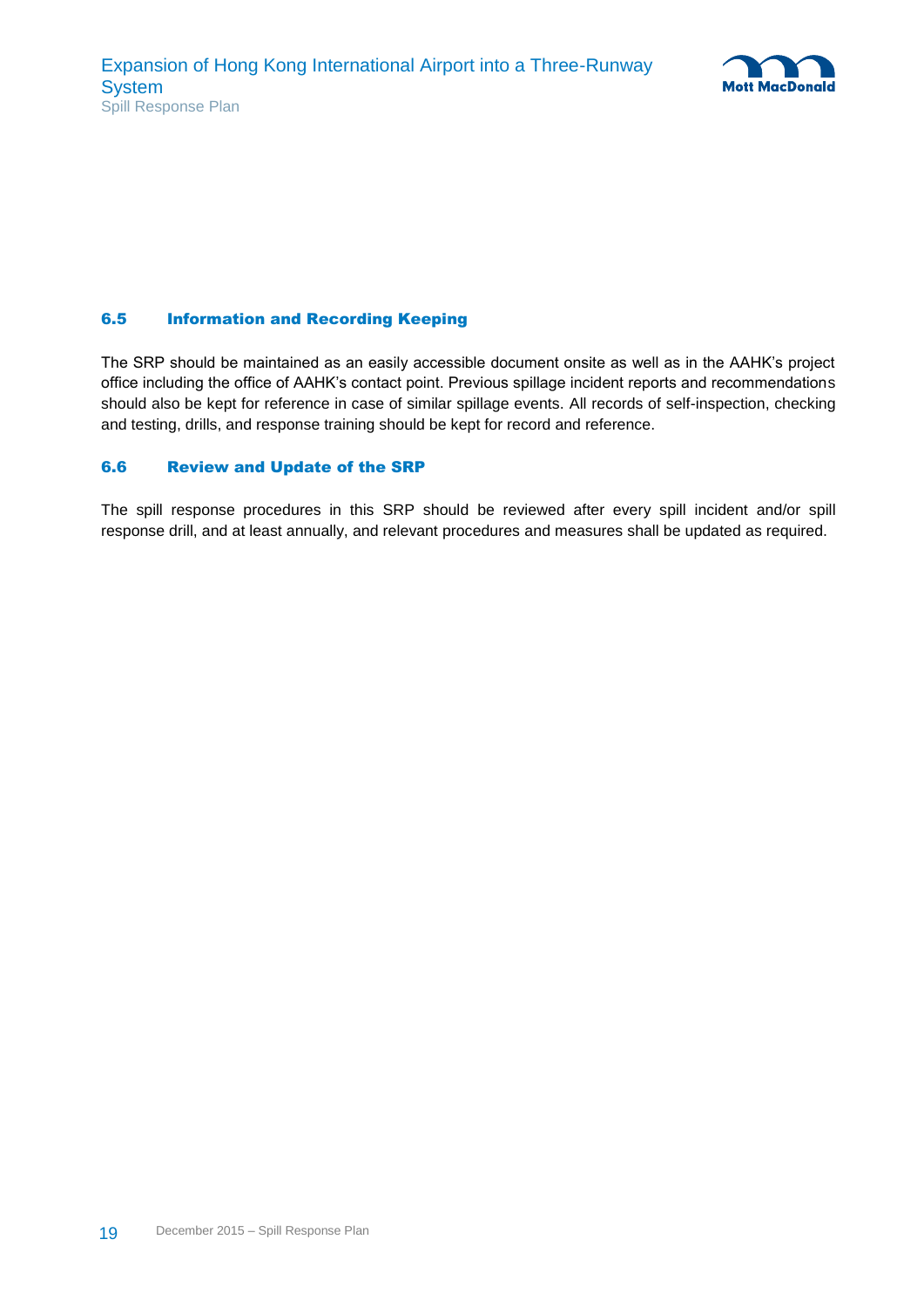### 6.5 Information and Recording Keeping

The SRP should be maintained as an easily accessible document onsite as well as in the AAHK's project office including the office of AAHK's contact point. Previous spillage incident reports and recommendations should also be kept for reference in case of similar spillage events. All records of self-inspection, checking and testing, drills, and response training should be kept for record and reference.

### 6.6 Review and Update of the SRP

The spill response procedures in this SRP should be reviewed after every spill incident and/or spill response drill, and at least annually, and relevant procedures and measures shall be updated as required.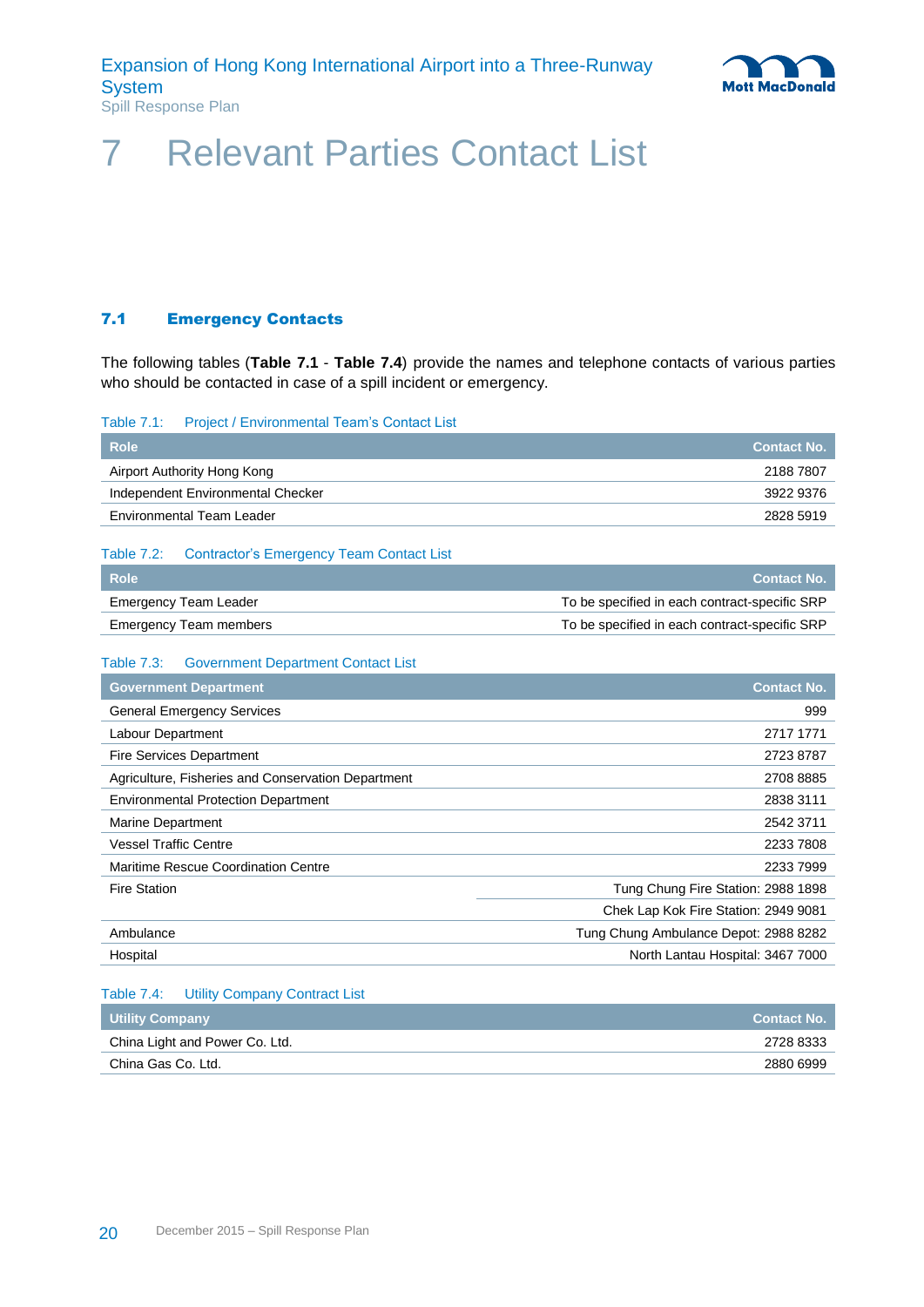# 7 Relevant Parties Contact List

## 7.1 Emergency Contacts

The following tables (**Table 7.1** - **Table 7.4**) provide the names and telephone contacts of various parties who should be contacted in case of a spill incident or emergency.

Table 7.1: Project / Environmental Team's Contact List

| Role | Contact No. |
|---|---|
| Airport Authority Hong Kong | 2188 7807 |
| Independent Environmental Checker | 3922 9376 |
| Environmental Team Leader | 2828 5919 |

Table 7.2: Contractor's Emergency Team Contact List

| Role | Contact No. |
|---|---|
| Emergency Team Leader | To be specified in each contract-specific SRP |
| Emergency Team members | To be specified in each contract-specific SRP |

Table 7.3: Government Department Contact List

| Government Department | Contact No. |
|---|---|
| General Emergency Services | 999 |
| Labour Department | 2717 1771 |
| Fire Services Department | 2723 8787 |
| Agriculture, Fisheries and Conservation Department | 2708 8885 |
| Environmental Protection Department | 2838 3111 |
| Marine Department | 2542 3711 |
| Vessel Traffic Centre | 2233 7808 |
| Maritime Rescue Coordination Centre | 2233 7999 |
| Fire Station | Tung Chung Fire Station: 2988 1898 |
| | Chek Lap Kok Fire Station: 2949 9081 |
| Ambulance | Tung Chung Ambulance Depot: 2988 8282 |
| Hospital | North Lantau Hospital: 3467 7000 |

Table 7.4: Utility Company Contract List

| Utility Company | Contact No. |
|---|---|
| China Light and Power Co. Ltd. | 2728 8333 |
| China Gas Co. Ltd. | 2880 6999 |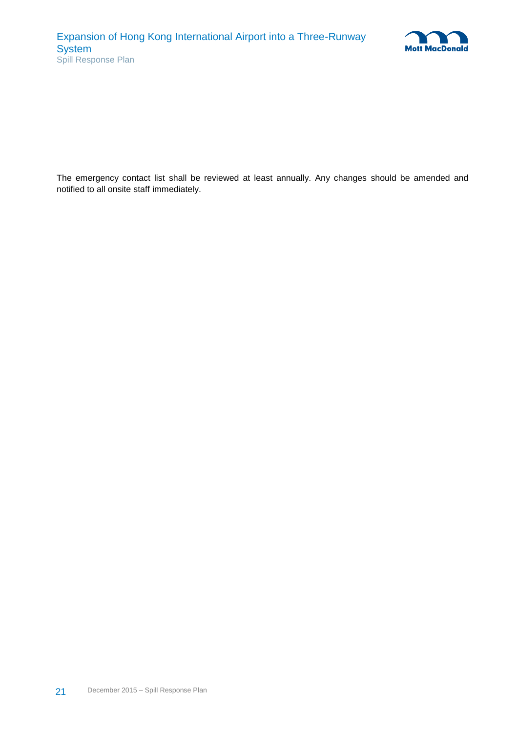The emergency contact list shall be reviewed at least annually. Any changes should be amended and notified to all onsite staff immediately.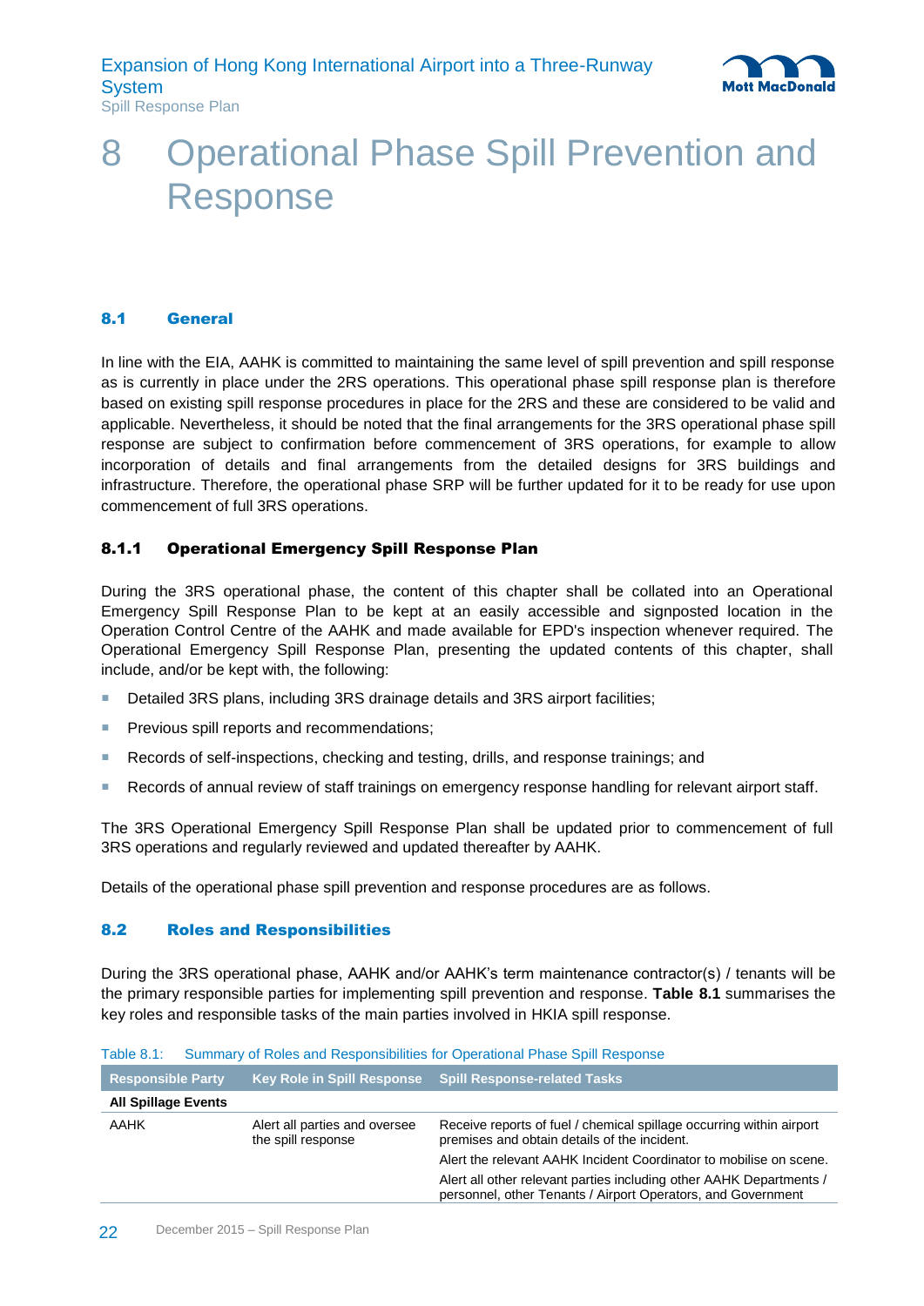# 8 Operational Phase Spill Prevention and Response

## 8.1 General

In line with the EIA, AAHK is committed to maintaining the same level of spill prevention and spill response as is currently in place under the 2RS operations. This operational phase spill response plan is therefore based on existing spill response procedures in place for the 2RS and these are considered to be valid and applicable. Nevertheless, it should be noted that the final arrangements for the 3RS operational phase spill response are subject to confirmation before commencement of 3RS operations, for example to allow incorporation of details and final arrangements from the detailed designs for 3RS buildings and infrastructure. Therefore, the operational phase SRP will be further updated for it to be ready for use upon commencement of full 3RS operations.

### 8.1.1 Operational Emergency Spill Response Plan

During the 3RS operational phase, the content of this chapter shall be collated into an Operational Emergency Spill Response Plan to be kept at an easily accessible and signposted location in the Operation Control Centre of the AAHK and made available for EPD's inspection whenever required. The Operational Emergency Spill Response Plan, presenting the updated contents of this chapter, shall include, and/or be kept with, the following:

- Detailed 3RS plans, including 3RS drainage details and 3RS airport facilities;
- Previous spill reports and recommendations;
- Records of self-inspections, checking and testing, drills, and response trainings; and
- Records of annual review of staff trainings on emergency response handling for relevant airport staff.

The 3RS Operational Emergency Spill Response Plan shall be updated prior to commencement of full 3RS operations and regularly reviewed and updated thereafter by AAHK.

Details of the operational phase spill prevention and response procedures are as follows.

## 8.2 Roles and Responsibilities

During the 3RS operational phase, AAHK and/or AAHK's term maintenance contractor(s) / tenants will be the primary responsible parties for implementing spill prevention and response. **Table 8.1** summarises the key roles and responsible tasks of the main parties involved in HKIA spill response.

Table 8.1: Summary of Roles and Responsibilities for Operational Phase Spill Response

| Responsible Party | Key Role in Spill Response | Spill Response-related Tasks |
|---|---|---|
| **All Spillage Events** | | |
| AAHK | Alert all parties and oversee the spill response | Receive reports of fuel / chemical spillage occurring within airport premises and obtain details of the incident. |
| | | Alert the relevant AAHK Incident Coordinator to mobilise on scene. |
| | | Alert all other relevant parties including other AAHK Departments / personnel, other Tenants / Airport Operators, and Government |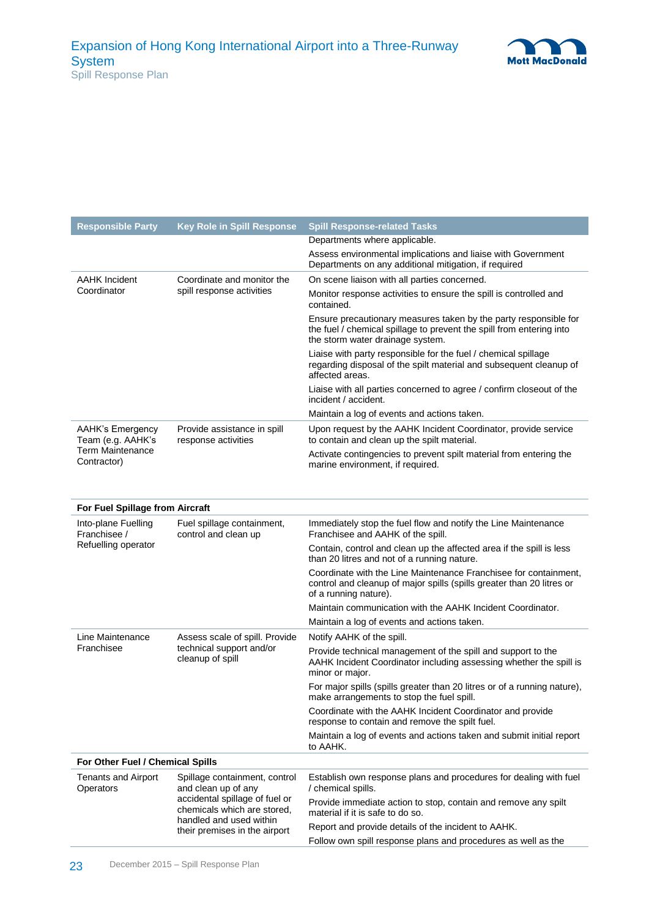| Responsible Party | Key Role in Spill Response | Spill Response-related Tasks |
|---|---|---|
| | | Departments where applicable. |
| | | Assess environmental implications and liaise with Government Departments on any additional mitigation, if required |
| AAHK Incident Coordinator | Coordinate and monitor the spill response activities | On scene liaison with all parties concerned. |
| | | Monitor response activities to ensure the spill is controlled and contained. |
| | | Ensure precautionary measures taken by the party responsible for the fuel / chemical spillage to prevent the spill from entering into the storm water drainage system. |
| | | Liaise with party responsible for the fuel / chemical spillage regarding disposal of the spilt material and subsequent cleanup of affected areas. |
| | | Liaise with all parties concerned to agree / confirm closeout of the incident / accident. |
| | | Maintain a log of events and actions taken. |
| AAHK's Emergency Team (e.g. AAHK's Term Maintenance Contractor) | Provide assistance in spill response activities | Upon request by the AAHK Incident Coordinator, provide service to contain and clean up the spilt material. |
| | | Activate contingencies to prevent spilt material from entering the marine environment, if required. |
| **For Fuel Spillage from Aircraft** | | |
| Into-plane Fuelling Franchisee / Refuelling operator | Fuel spillage containment, control and clean up | Immediately stop the fuel flow and notify the Line Maintenance Franchisee and AAHK of the spill. |
| | | Contain, control and clean up the affected area if the spill is less than 20 litres and not of a running nature. |
| | | Coordinate with the Line Maintenance Franchisee for containment, control and cleanup of major spills (spills greater than 20 litres or of a running nature). |
| | | Maintain communication with the AAHK Incident Coordinator. |
| | | Maintain a log of events and actions taken. |
| Line Maintenance Franchisee | Assess scale of spill. Provide technical support and/or cleanup of spill | Notify AAHK of the spill. |
| | | Provide technical management of the spill and support to the AAHK Incident Coordinator including assessing whether the spill is minor or major. |
| | | For major spills (spills greater than 20 litres or of a running nature), make arrangements to stop the fuel spill. |
| | | Coordinate with the AAHK Incident Coordinator and provide response to contain and remove the spilt fuel. |
| | | Maintain a log of events and actions taken and submit initial report to AAHK. |
| **For Other Fuel / Chemical Spills** | | |
| Tenants and Airport Operators | Spillage containment, control and clean up of any accidental spillage of fuel or chemicals which are stored, handled and used within their premises in the airport | Establish own response plans and procedures for dealing with fuel / chemical spills. |
| | | Provide immediate action to stop, contain and remove any spilt material if it is safe to do so. |
| | | Report and provide details of the incident to AAHK. |
| | | Follow own spill response plans and procedures as well as the |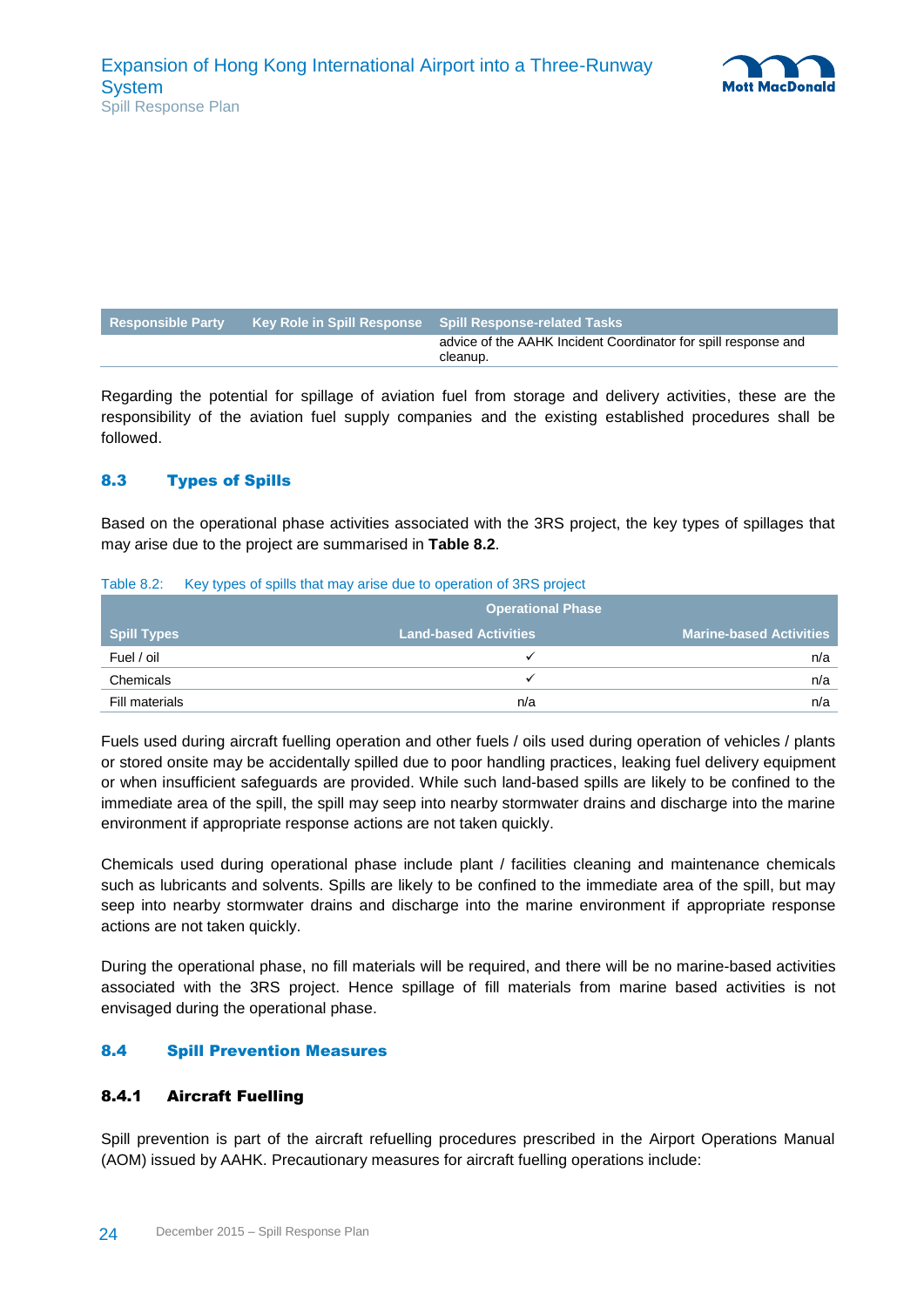| Responsible Party | Key Role in Spill Response | Spill Response-related Tasks |
|---|---|---|
| | | advice of the AAHK Incident Coordinator for spill response and cleanup. |

Regarding the potential for spillage of aviation fuel from storage and delivery activities, these are the responsibility of the aviation fuel supply companies and the existing established procedures shall be followed.

## 8.3 Types of Spills

Based on the operational phase activities associated with the 3RS project, the key types of spillages that may arise due to the project are summarised in **Table 8.2**.

Table 8.2: Key types of spills that may arise due to operation of 3RS project

| | Operational Phase | |
|---|---|---|
| Spill Types | Land-based Activities | Marine-based Activities |
| Fuel / oil | ✓ | n/a |
| Chemicals | ✓ | n/a |
| Fill materials | n/a | n/a |

Fuels used during aircraft fuelling operation and other fuels / oils used during operation of vehicles / plants or stored onsite may be accidentally spilled due to poor handling practices, leaking fuel delivery equipment or when insufficient safeguards are provided. While such land-based spills are likely to be confined to the immediate area of the spill, the spill may seep into nearby stormwater drains and discharge into the marine environment if appropriate response actions are not taken quickly.

Chemicals used during operational phase include plant / facilities cleaning and maintenance chemicals such as lubricants and solvents. Spills are likely to be confined to the immediate area of the spill, but may seep into nearby stormwater drains and discharge into the marine environment if appropriate response actions are not taken quickly.

During the operational phase, no fill materials will be required, and there will be no marine-based activities associated with the 3RS project. Hence spillage of fill materials from marine based activities is not envisaged during the operational phase.

## 8.4 Spill Prevention Measures

### 8.4.1 Aircraft Fuelling

Spill prevention is part of the aircraft refuelling procedures prescribed in the Airport Operations Manual (AOM) issued by AAHK. Precautionary measures for aircraft fuelling operations include: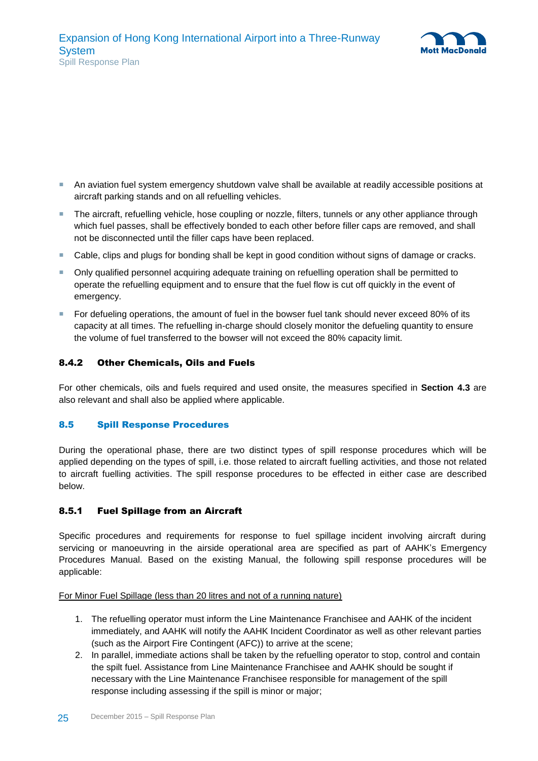- An aviation fuel system emergency shutdown valve shall be available at readily accessible positions at aircraft parking stands and on all refuelling vehicles.
- The aircraft, refuelling vehicle, hose coupling or nozzle, filters, tunnels or any other appliance through which fuel passes, shall be effectively bonded to each other before filler caps are removed, and shall not be disconnected until the filler caps have been replaced.
- Cable, clips and plugs for bonding shall be kept in good condition without signs of damage or cracks.
- Only qualified personnel acquiring adequate training on refuelling operation shall be permitted to operate the refuelling equipment and to ensure that the fuel flow is cut off quickly in the event of emergency.
- For defueling operations, the amount of fuel in the bowser fuel tank should never exceed 80% of its capacity at all times. The refuelling in-charge should closely monitor the defueling quantity to ensure the volume of fuel transferred to the bowser will not exceed the 80% capacity limit.

#### 8.4.2 Other Chemicals, Oils and Fuels

For other chemicals, oils and fuels required and used onsite, the measures specified in **Section 4.3** are also relevant and shall also be applied where applicable.

### 8.5 Spill Response Procedures

During the operational phase, there are two distinct types of spill response procedures which will be applied depending on the types of spill, i.e. those related to aircraft fuelling activities, and those not related to aircraft fuelling activities. The spill response procedures to be effected in either case are described below.

#### 8.5.1 Fuel Spillage from an Aircraft

Specific procedures and requirements for response to fuel spillage incident involving aircraft during servicing or manoeuvring in the airside operational area are specified as part of AAHK's Emergency Procedures Manual. Based on the existing Manual, the following spill response procedures will be applicable:

<u>For Minor Fuel Spillage (less than 20 litres and not of a running nature)</u>

1. The refuelling operator must inform the Line Maintenance Franchisee and AAHK of the incident immediately, and AAHK will notify the AAHK Incident Coordinator as well as other relevant parties (such as the Airport Fire Contingent (AFC)) to arrive at the scene;
2. In parallel, immediate actions shall be taken by the refuelling operator to stop, control and contain the spilt fuel. Assistance from Line Maintenance Franchisee and AAHK should be sought if necessary with the Line Maintenance Franchisee responsible for management of the spill response including assessing if the spill is minor or major;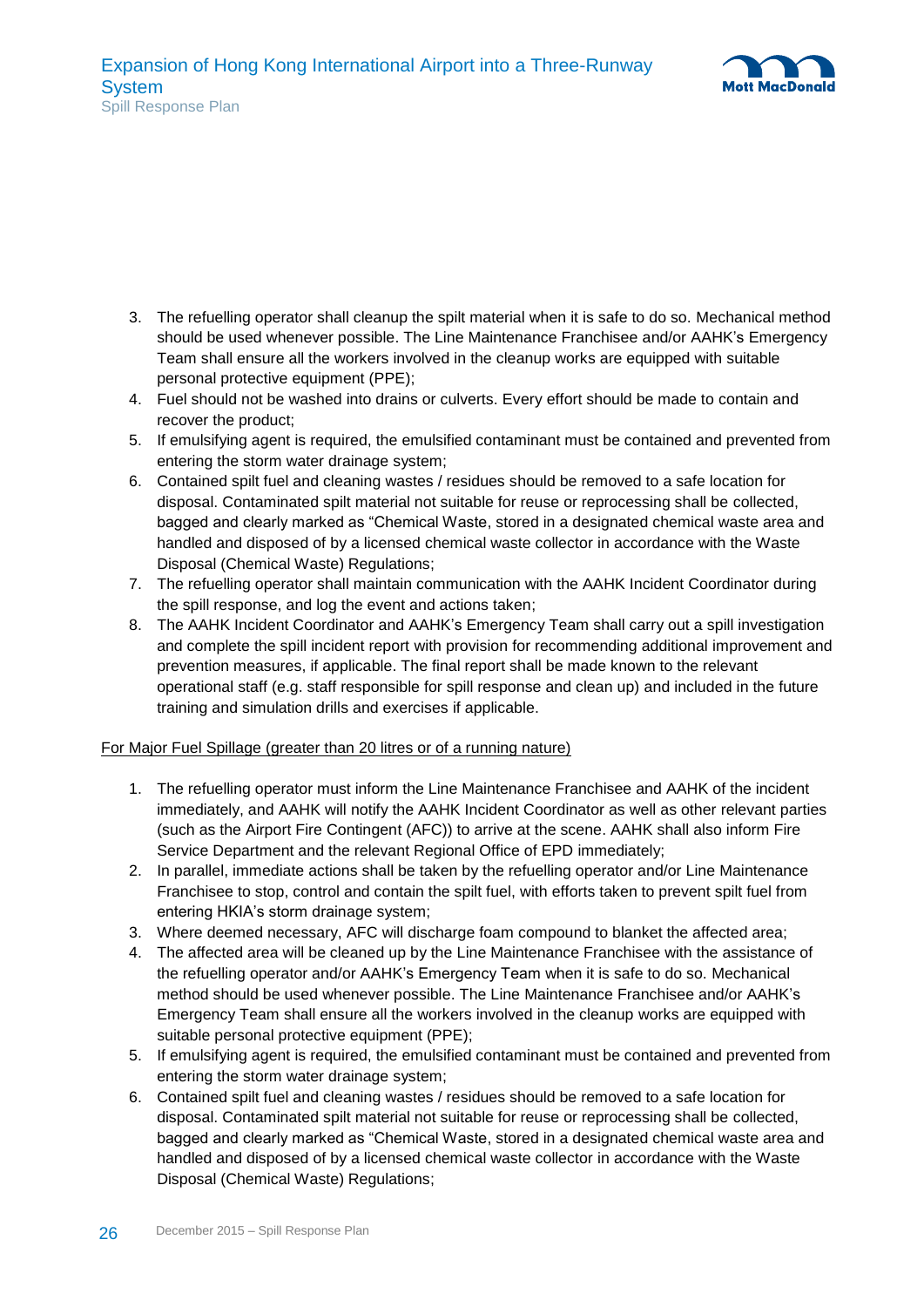3. The refuelling operator shall cleanup the spilt material when it is safe to do so. Mechanical method should be used whenever possible. The Line Maintenance Franchisee and/or AAHK's Emergency Team shall ensure all the workers involved in the cleanup works are equipped with suitable personal protective equipment (PPE);
4. Fuel should not be washed into drains or culverts. Every effort should be made to contain and recover the product;
5. If emulsifying agent is required, the emulsified contaminant must be contained and prevented from entering the storm water drainage system;
6. Contained spilt fuel and cleaning wastes / residues should be removed to a safe location for disposal. Contaminated spilt material not suitable for reuse or reprocessing shall be collected, bagged and clearly marked as "Chemical Waste, stored in a designated chemical waste area and handled and disposed of by a licensed chemical waste collector in accordance with the Waste Disposal (Chemical Waste) Regulations;
7. The refuelling operator shall maintain communication with the AAHK Incident Coordinator during the spill response, and log the event and actions taken;
8. The AAHK Incident Coordinator and AAHK's Emergency Team shall carry out a spill investigation and complete the spill incident report with provision for recommending additional improvement and prevention measures, if applicable. The final report shall be made known to the relevant operational staff (e.g. staff responsible for spill response and clean up) and included in the future training and simulation drills and exercises if applicable.

<u>For Major Fuel Spillage (greater than 20 litres or of a running nature)</u>

1. The refuelling operator must inform the Line Maintenance Franchisee and AAHK of the incident immediately, and AAHK will notify the AAHK Incident Coordinator as well as other relevant parties (such as the Airport Fire Contingent (AFC)) to arrive at the scene. AAHK shall also inform Fire Service Department and the relevant Regional Office of EPD immediately;
2. In parallel, immediate actions shall be taken by the refuelling operator and/or Line Maintenance Franchisee to stop, control and contain the spilt fuel, with efforts taken to prevent spilt fuel from entering HKIA's storm drainage system;
3. Where deemed necessary, AFC will discharge foam compound to blanket the affected area;
4. The affected area will be cleaned up by the Line Maintenance Franchisee with the assistance of the refuelling operator and/or AAHK's Emergency Team when it is safe to do so. Mechanical method should be used whenever possible. The Line Maintenance Franchisee and/or AAHK's Emergency Team shall ensure all the workers involved in the cleanup works are equipped with suitable personal protective equipment (PPE);
5. If emulsifying agent is required, the emulsified contaminant must be contained and prevented from entering the storm water drainage system;
6. Contained spilt fuel and cleaning wastes / residues should be removed to a safe location for disposal. Contaminated spilt material not suitable for reuse or reprocessing shall be collected, bagged and clearly marked as "Chemical Waste, stored in a designated chemical waste area and handled and disposed of by a licensed chemical waste collector in accordance with the Waste Disposal (Chemical Waste) Regulations;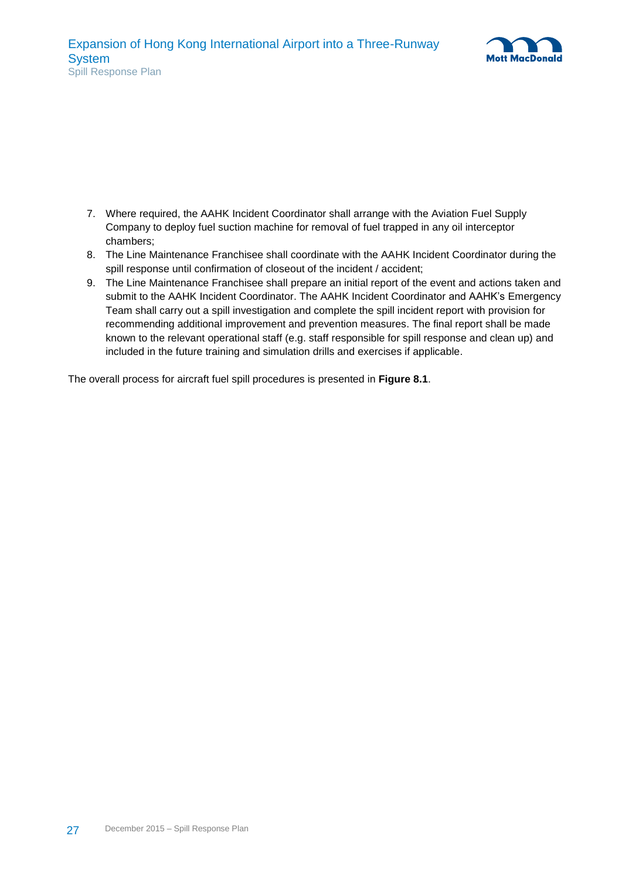7. Where required, the AAHK Incident Coordinator shall arrange with the Aviation Fuel Supply Company to deploy fuel suction machine for removal of fuel trapped in any oil interceptor chambers;
8. The Line Maintenance Franchisee shall coordinate with the AAHK Incident Coordinator during the spill response until confirmation of closeout of the incident / accident;
9. The Line Maintenance Franchisee shall prepare an initial report of the event and actions taken and submit to the AAHK Incident Coordinator. The AAHK Incident Coordinator and AAHK's Emergency Team shall carry out a spill investigation and complete the spill incident report with provision for recommending additional improvement and prevention measures. The final report shall be made known to the relevant operational staff (e.g. staff responsible for spill response and clean up) and included in the future training and simulation drills and exercises if applicable.

The overall process for aircraft fuel spill procedures is presented in **Figure 8.1**.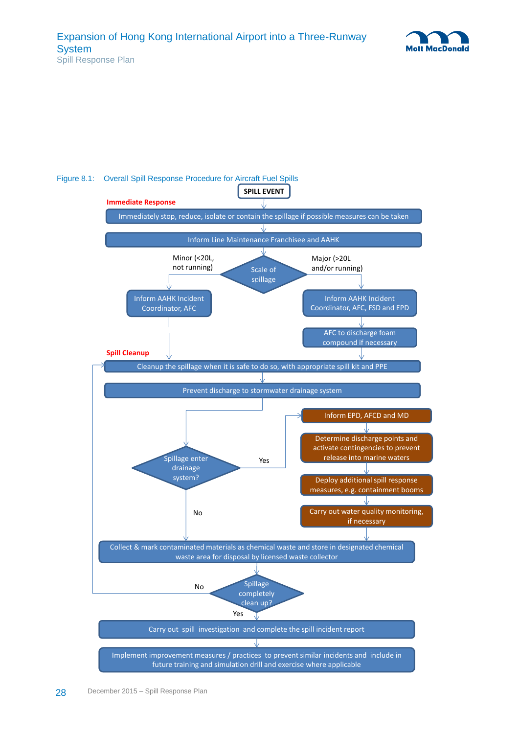Figure 8.1: Overall Spill Response Procedure for Aircraft Fuel Spills

**SPILL EVENT**

**Immediate Response**

- Immediately stop, reduce, isolate or contain the spillage if possible measures can be taken
- Inform Line Maintenance Franchisee and AAHK
- Scale of spillage?
  - Minor (<20L, not running): Inform AAHK Incident Coordinator, AFC
  - Major (>20L and/or running): Inform AAHK Incident Coordinator, AFC, FSD and EPD → AFC to discharge foam compound if necessary

**Spill Cleanup**

- Cleanup the spillage when it is safe to do so, with appropriate spill kit and PPE
- Prevent discharge to stormwater drainage system
- Spillage enter drainage system?
  - Yes:
    - Inform EPD, AFCD and MD
    - Determine discharge points and activate contingencies to prevent release into marine waters
    - Deploy additional spill response measures, e.g. containment booms
    - Carry out water quality monitoring, if necessary
  - No
- Collect & mark contaminated materials as chemical waste and store in designated chemical waste area for disposal by licensed waste collector
- Spillage completely clean up?
  - No: return to "Cleanup the spillage when it is safe to do so, with appropriate spill kit and PPE"
  - Yes:
    - Carry out spill investigation and complete the spill incident report
    - Implement improvement measures / practices to prevent similar incidents and include in future training and simulation drill and exercise where applicable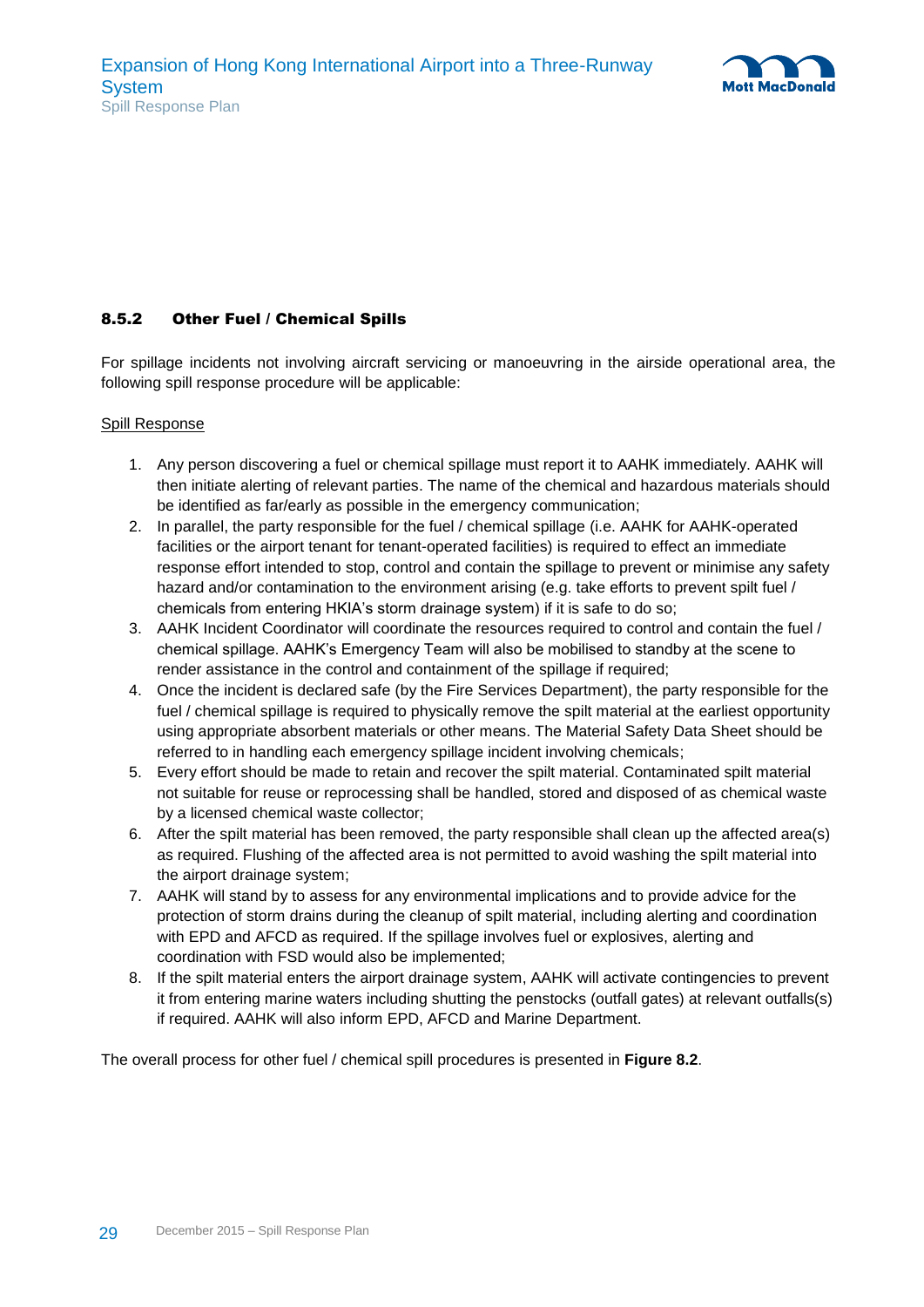### 8.5.2 Other Fuel / Chemical Spills

For spillage incidents not involving aircraft servicing or manoeuvring in the airside operational area, the following spill response procedure will be applicable:

Spill Response

1. Any person discovering a fuel or chemical spillage must report it to AAHK immediately. AAHK will then initiate alerting of relevant parties. The name of the chemical and hazardous materials should be identified as far/early as possible in the emergency communication;
2. In parallel, the party responsible for the fuel / chemical spillage (i.e. AAHK for AAHK-operated facilities or the airport tenant for tenant-operated facilities) is required to effect an immediate response effort intended to stop, control and contain the spillage to prevent or minimise any safety hazard and/or contamination to the environment arising (e.g. take efforts to prevent spilt fuel / chemicals from entering HKIA's storm drainage system) if it is safe to do so;
3. AAHK Incident Coordinator will coordinate the resources required to control and contain the fuel / chemical spillage. AAHK's Emergency Team will also be mobilised to standby at the scene to render assistance in the control and containment of the spillage if required;
4. Once the incident is declared safe (by the Fire Services Department), the party responsible for the fuel / chemical spillage is required to physically remove the spilt material at the earliest opportunity using appropriate absorbent materials or other means. The Material Safety Data Sheet should be referred to in handling each emergency spillage incident involving chemicals;
5. Every effort should be made to retain and recover the spilt material. Contaminated spilt material not suitable for reuse or reprocessing shall be handled, stored and disposed of as chemical waste by a licensed chemical waste collector;
6. After the spilt material has been removed, the party responsible shall clean up the affected area(s) as required. Flushing of the affected area is not permitted to avoid washing the spilt material into the airport drainage system;
7. AAHK will stand by to assess for any environmental implications and to provide advice for the protection of storm drains during the cleanup of spilt material, including alerting and coordination with EPD and AFCD as required. If the spillage involves fuel or explosives, alerting and coordination with FSD would also be implemented;
8. If the spilt material enters the airport drainage system, AAHK will activate contingencies to prevent it from entering marine waters including shutting the penstocks (outfall gates) at relevant outfalls(s) if required. AAHK will also inform EPD, AFCD and Marine Department.

The overall process for other fuel / chemical spill procedures is presented in **Figure 8.2**.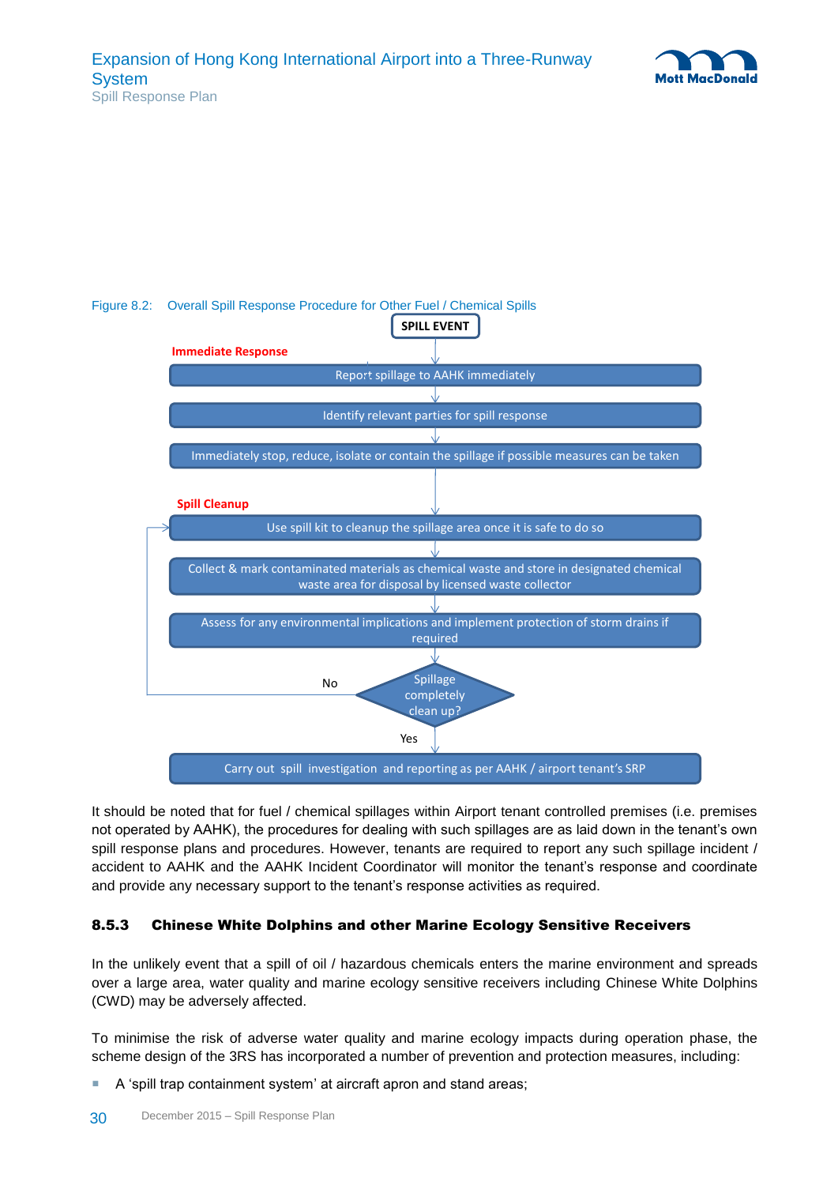Figure 8.2: Overall Spill Response Procedure for Other Fuel / Chemical Spills

SPILL EVENT

**Immediate Response**

- Report spillage to AAHK immediately
- Identify relevant parties for spill response
- Immediately stop, reduce, isolate or contain the spillage if possible measures can be taken

**Spill Cleanup**

- Use spill kit to cleanup the spillage area once it is safe to do so
- Collect & mark contaminated materials as chemical waste and store in designated chemical waste area for disposal by licensed waste collector
- Assess for any environmental implications and implement protection of storm drains if required
- Spillage completely clean up? (No → return to "Use spill kit to cleanup the spillage area once it is safe to do so"; Yes → continue)
- Carry out spill investigation and reporting as per AAHK / airport tenant's SRP

It should be noted that for fuel / chemical spillages within Airport tenant controlled premises (i.e. premises not operated by AAHK), the procedures for dealing with such spillages are as laid down in the tenant's own spill response plans and procedures. However, tenants are required to report any such spillage incident / accident to AAHK and the AAHK Incident Coordinator will monitor the tenant's response and coordinate and provide any necessary support to the tenant's response activities as required.

### 8.5.3 Chinese White Dolphins and other Marine Ecology Sensitive Receivers

In the unlikely event that a spill of oil / hazardous chemicals enters the marine environment and spreads over a large area, water quality and marine ecology sensitive receivers including Chinese White Dolphins (CWD) may be adversely affected.

To minimise the risk of adverse water quality and marine ecology impacts during operation phase, the scheme design of the 3RS has incorporated a number of prevention and protection measures, including:

- A 'spill trap containment system' at aircraft apron and stand areas;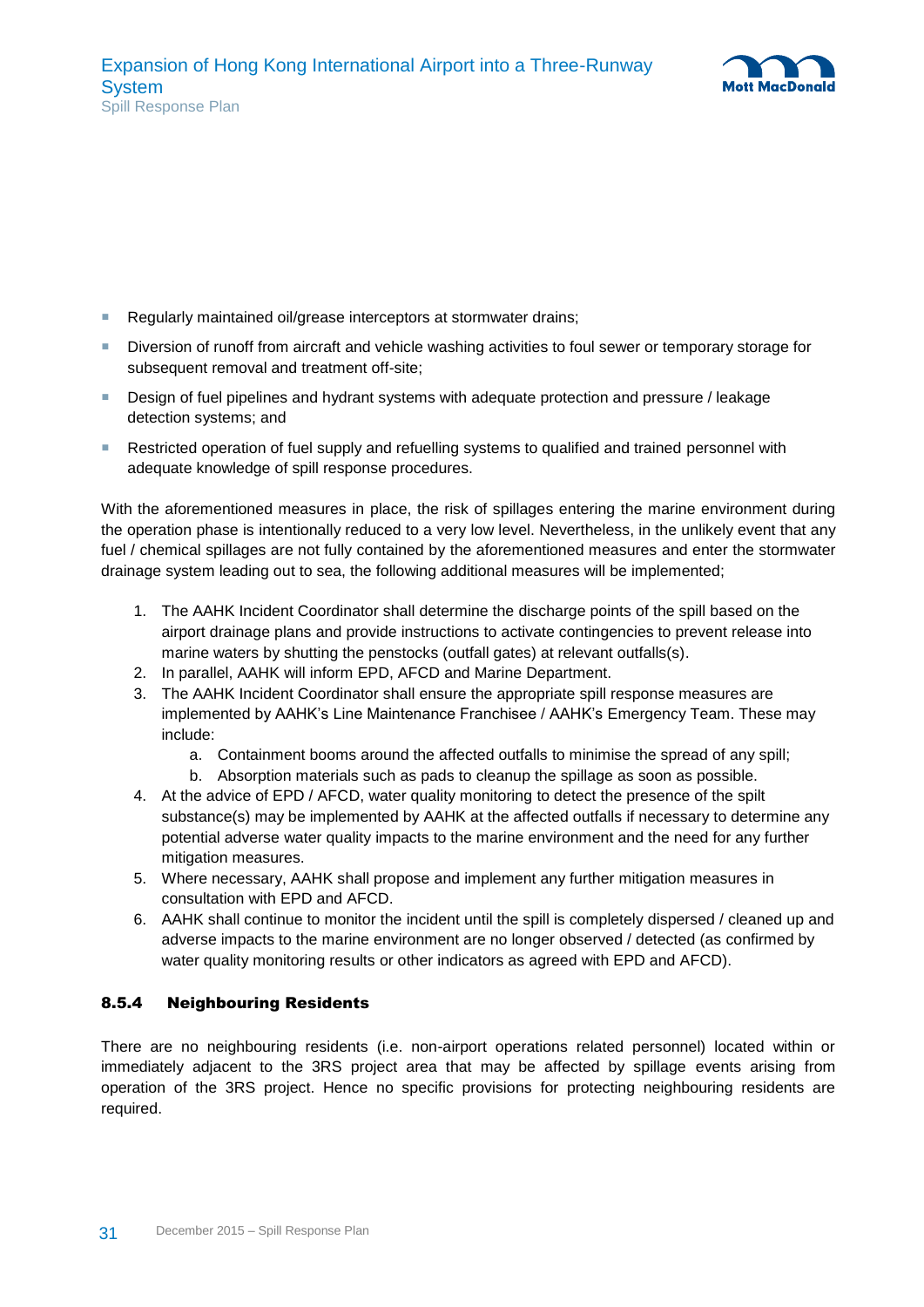- Regularly maintained oil/grease interceptors at stormwater drains;
- Diversion of runoff from aircraft and vehicle washing activities to foul sewer or temporary storage for subsequent removal and treatment off-site;
- Design of fuel pipelines and hydrant systems with adequate protection and pressure / leakage detection systems; and
- Restricted operation of fuel supply and refuelling systems to qualified and trained personnel with adequate knowledge of spill response procedures.

With the aforementioned measures in place, the risk of spillages entering the marine environment during the operation phase is intentionally reduced to a very low level. Nevertheless, in the unlikely event that any fuel / chemical spillages are not fully contained by the aforementioned measures and enter the stormwater drainage system leading out to sea, the following additional measures will be implemented;

1. The AAHK Incident Coordinator shall determine the discharge points of the spill based on the airport drainage plans and provide instructions to activate contingencies to prevent release into marine waters by shutting the penstocks (outfall gates) at relevant outfalls(s).
2. In parallel, AAHK will inform EPD, AFCD and Marine Department.
3. The AAHK Incident Coordinator shall ensure the appropriate spill response measures are implemented by AAHK's Line Maintenance Franchisee / AAHK's Emergency Team. These may include:
   a. Containment booms around the affected outfalls to minimise the spread of any spill;
   b. Absorption materials such as pads to cleanup the spillage as soon as possible.
4. At the advice of EPD / AFCD, water quality monitoring to detect the presence of the spilt substance(s) may be implemented by AAHK at the affected outfalls if necessary to determine any potential adverse water quality impacts to the marine environment and the need for any further mitigation measures.
5. Where necessary, AAHK shall propose and implement any further mitigation measures in consultation with EPD and AFCD.
6. AAHK shall continue to monitor the incident until the spill is completely dispersed / cleaned up and adverse impacts to the marine environment are no longer observed / detected (as confirmed by water quality monitoring results or other indicators as agreed with EPD and AFCD).

### 8.5.4 Neighbouring Residents

There are no neighbouring residents (i.e. non-airport operations related personnel) located within or immediately adjacent to the 3RS project area that may be affected by spillage events arising from operation of the 3RS project. Hence no specific provisions for protecting neighbouring residents are required.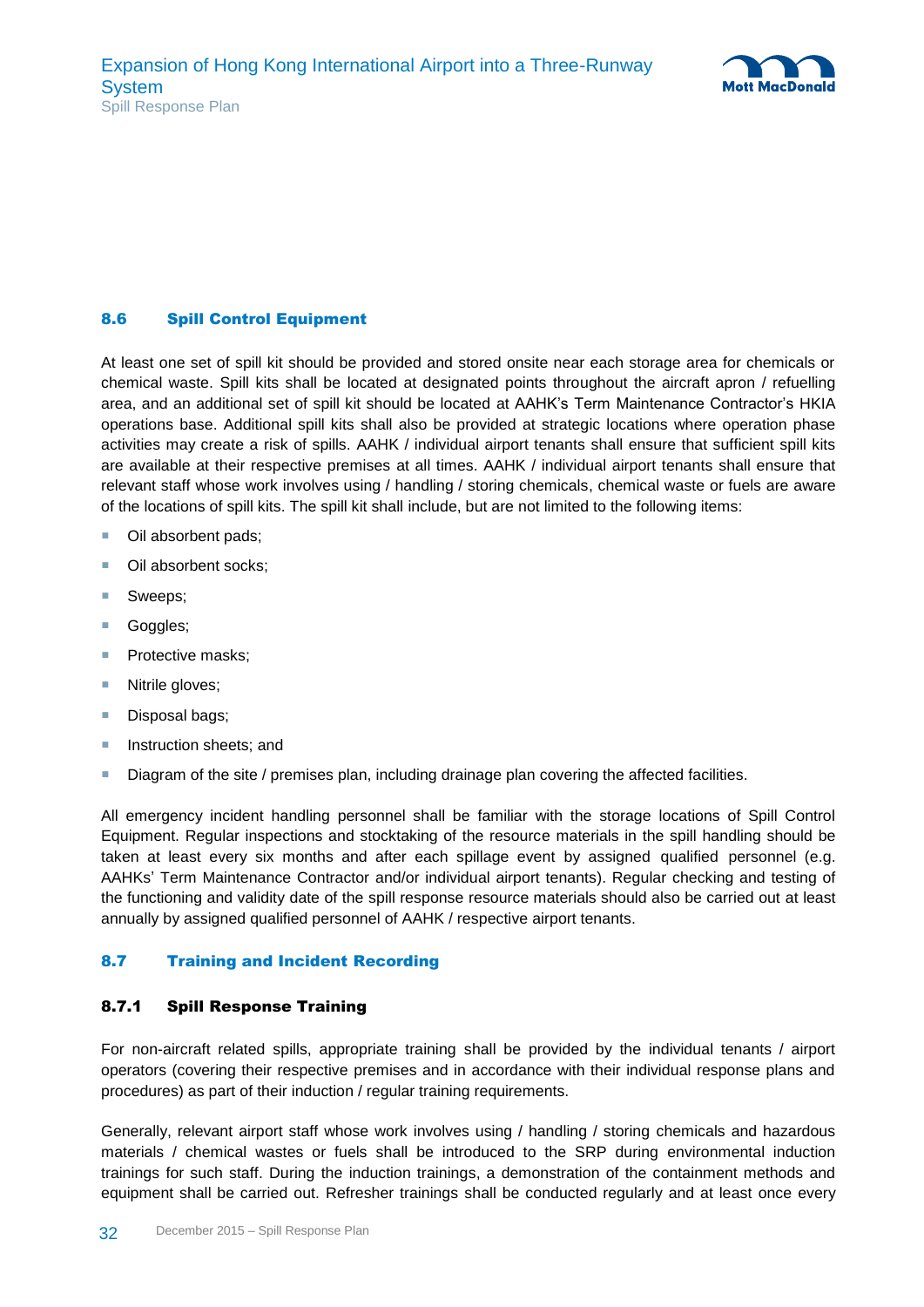## 8.6 Spill Control Equipment

At least one set of spill kit should be provided and stored onsite near each storage area for chemicals or chemical waste. Spill kits shall be located at designated points throughout the aircraft apron / refuelling area, and an additional set of spill kit should be located at AAHK's Term Maintenance Contractor's HKIA operations base. Additional spill kits shall also be provided at strategic locations where operation phase activities may create a risk of spills. AAHK / individual airport tenants shall ensure that sufficient spill kits are available at their respective premises at all times. AAHK / individual airport tenants shall ensure that relevant staff whose work involves using / handling / storing chemicals, chemical waste or fuels are aware of the locations of spill kits. The spill kit shall include, but are not limited to the following items:

- Oil absorbent pads;
- Oil absorbent socks;
- Sweeps;
- Goggles;
- Protective masks;
- Nitrile gloves;
- Disposal bags;
- Instruction sheets; and
- Diagram of the site / premises plan, including drainage plan covering the affected facilities.

All emergency incident handling personnel shall be familiar with the storage locations of Spill Control Equipment. Regular inspections and stocktaking of the resource materials in the spill handling should be taken at least every six months and after each spillage event by assigned qualified personnel (e.g. AAHKs' Term Maintenance Contractor and/or individual airport tenants). Regular checking and testing of the functioning and validity date of the spill response resource materials should also be carried out at least annually by assigned qualified personnel of AAHK / respective airport tenants.

## 8.7 Training and Incident Recording

### 8.7.1 Spill Response Training

For non-aircraft related spills, appropriate training shall be provided by the individual tenants / airport operators (covering their respective premises and in accordance with their individual response plans and procedures) as part of their induction / regular training requirements.

Generally, relevant airport staff whose work involves using / handling / storing chemicals and hazardous materials / chemical wastes or fuels shall be introduced to the SRP during environmental induction trainings for such staff. During the induction trainings, a demonstration of the containment methods and equipment shall be carried out. Refresher trainings shall be conducted regularly and at least once every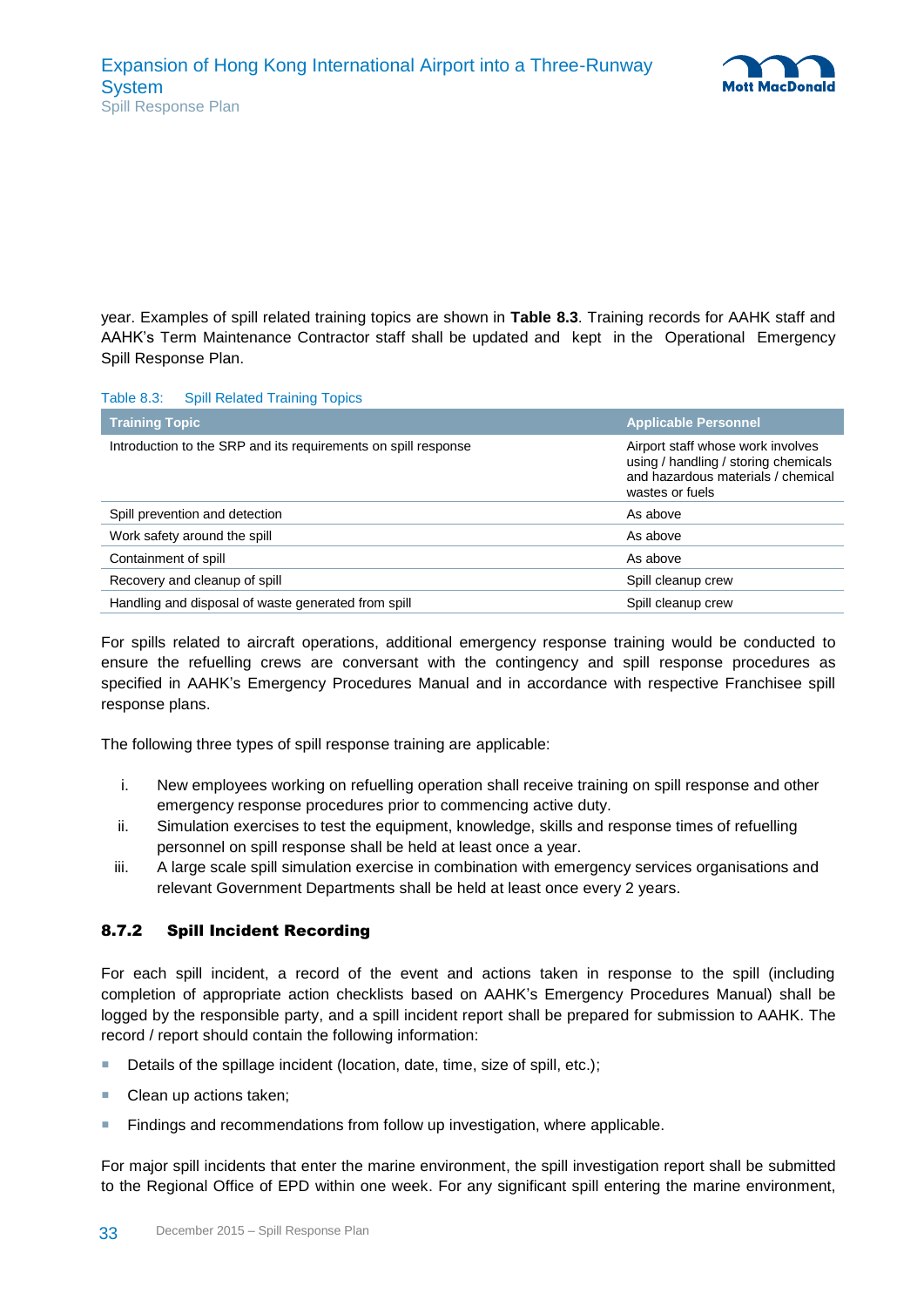year. Examples of spill related training topics are shown in **Table 8.3**. Training records for AAHK staff and AAHK's Term Maintenance Contractor staff shall be updated and kept in the Operational Emergency Spill Response Plan.

Table 8.3: Spill Related Training Topics

| Training Topic | Applicable Personnel |
|---|---|
| Introduction to the SRP and its requirements on spill response | Airport staff whose work involves using / handling / storing chemicals and hazardous materials / chemical wastes or fuels |
| Spill prevention and detection | As above |
| Work safety around the spill | As above |
| Containment of spill | As above |
| Recovery and cleanup of spill | Spill cleanup crew |
| Handling and disposal of waste generated from spill | Spill cleanup crew |

For spills related to aircraft operations, additional emergency response training would be conducted to ensure the refuelling crews are conversant with the contingency and spill response procedures as specified in AAHK's Emergency Procedures Manual and in accordance with respective Franchisee spill response plans.

The following three types of spill response training are applicable:

i. New employees working on refuelling operation shall receive training on spill response and other emergency response procedures prior to commencing active duty.
ii. Simulation exercises to test the equipment, knowledge, skills and response times of refuelling personnel on spill response shall be held at least once a year.
iii. A large scale spill simulation exercise in combination with emergency services organisations and relevant Government Departments shall be held at least once every 2 years.

### 8.7.2 Spill Incident Recording

For each spill incident, a record of the event and actions taken in response to the spill (including completion of appropriate action checklists based on AAHK's Emergency Procedures Manual) shall be logged by the responsible party, and a spill incident report shall be prepared for submission to AAHK. The record / report should contain the following information:

- Details of the spillage incident (location, date, time, size of spill, etc.);
- Clean up actions taken;
- Findings and recommendations from follow up investigation, where applicable.

For major spill incidents that enter the marine environment, the spill investigation report shall be submitted to the Regional Office of EPD within one week. For any significant spill entering the marine environment,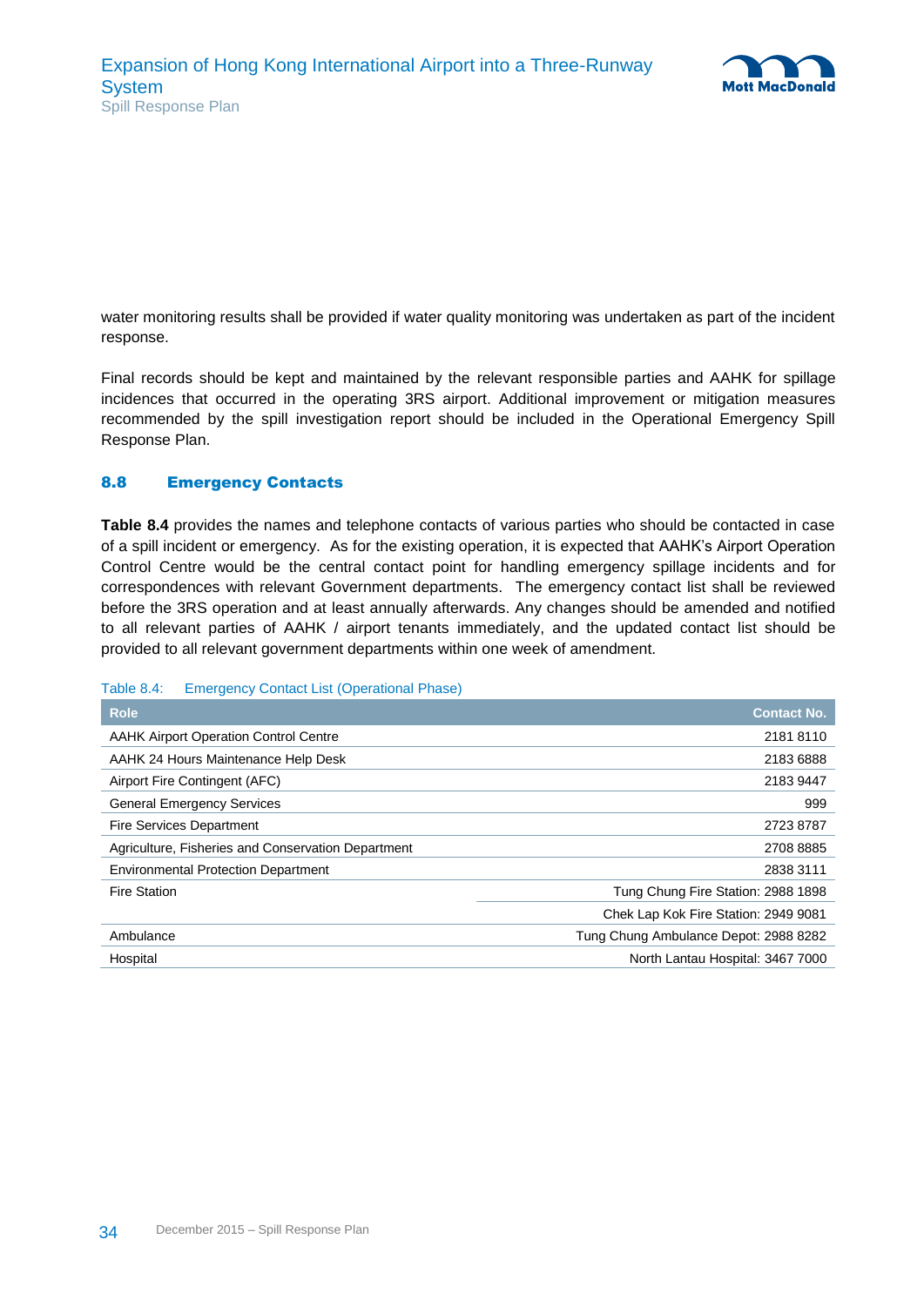water monitoring results shall be provided if water quality monitoring was undertaken as part of the incident response.

Final records should be kept and maintained by the relevant responsible parties and AAHK for spillage incidences that occurred in the operating 3RS airport. Additional improvement or mitigation measures recommended by the spill investigation report should be included in the Operational Emergency Spill Response Plan.

## 8.8 Emergency Contacts

**Table 8.4** provides the names and telephone contacts of various parties who should be contacted in case of a spill incident or emergency. As for the existing operation, it is expected that AAHK's Airport Operation Control Centre would be the central contact point for handling emergency spillage incidents and for correspondences with relevant Government departments. The emergency contact list shall be reviewed before the 3RS operation and at least annually afterwards. Any changes should be amended and notified to all relevant parties of AAHK / airport tenants immediately, and the updated contact list should be provided to all relevant government departments within one week of amendment.

Table 8.4: Emergency Contact List (Operational Phase)

| Role | Contact No. |
|---|---|
| AAHK Airport Operation Control Centre | 2181 8110 |
| AAHK 24 Hours Maintenance Help Desk | 2183 6888 |
| Airport Fire Contingent (AFC) | 2183 9447 |
| General Emergency Services | 999 |
| Fire Services Department | 2723 8787 |
| Agriculture, Fisheries and Conservation Department | 2708 8885 |
| Environmental Protection Department | 2838 3111 |
| Fire Station | Tung Chung Fire Station: 2988 1898 |
| | Chek Lap Kok Fire Station: 2949 9081 |
| Ambulance | Tung Chung Ambulance Depot: 2988 8282 |
| Hospital | North Lantau Hospital: 3467 7000 |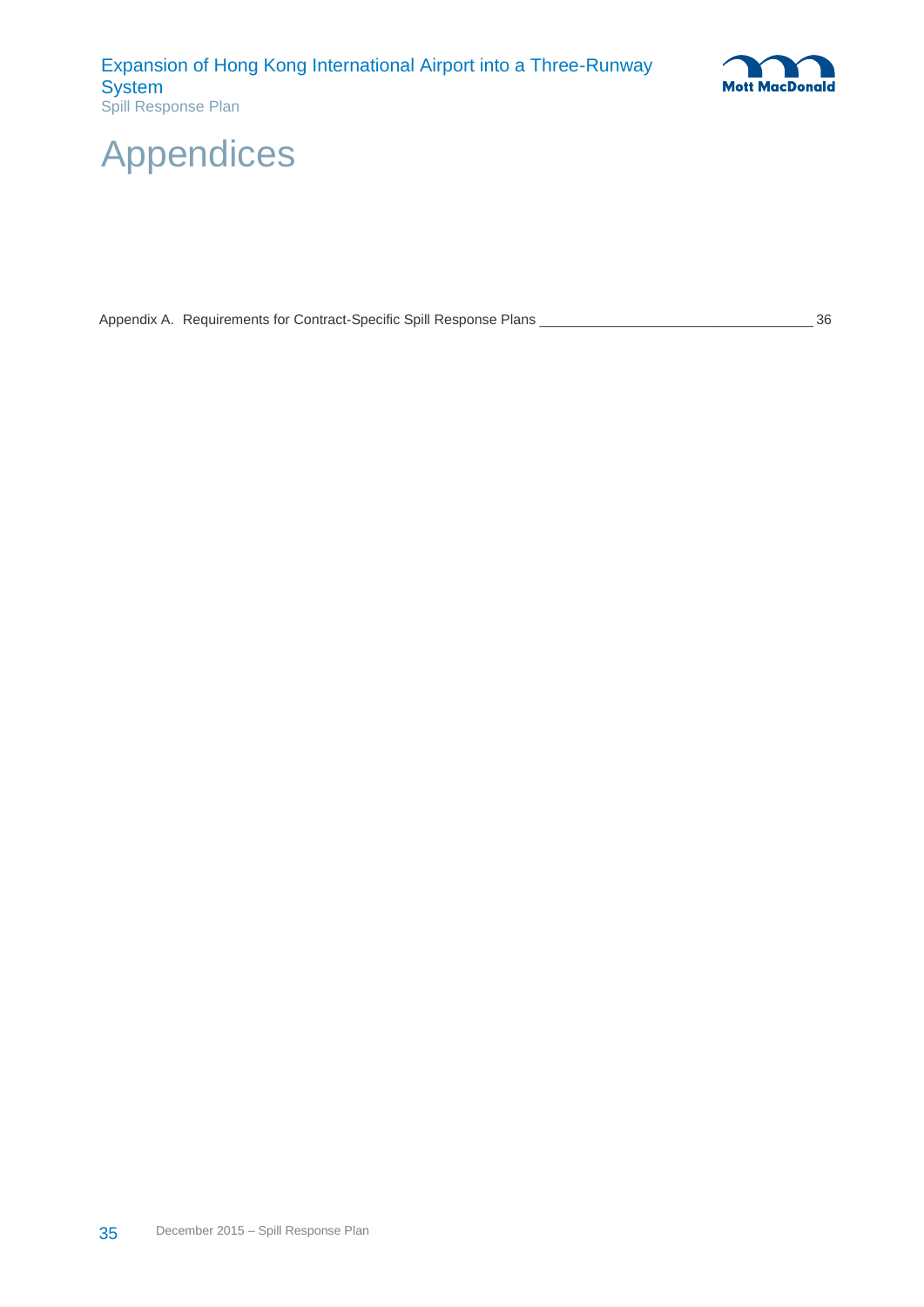# Appendices

Appendix A. Requirements for Contract-Specific Spill Response Plans ___________________________________ 36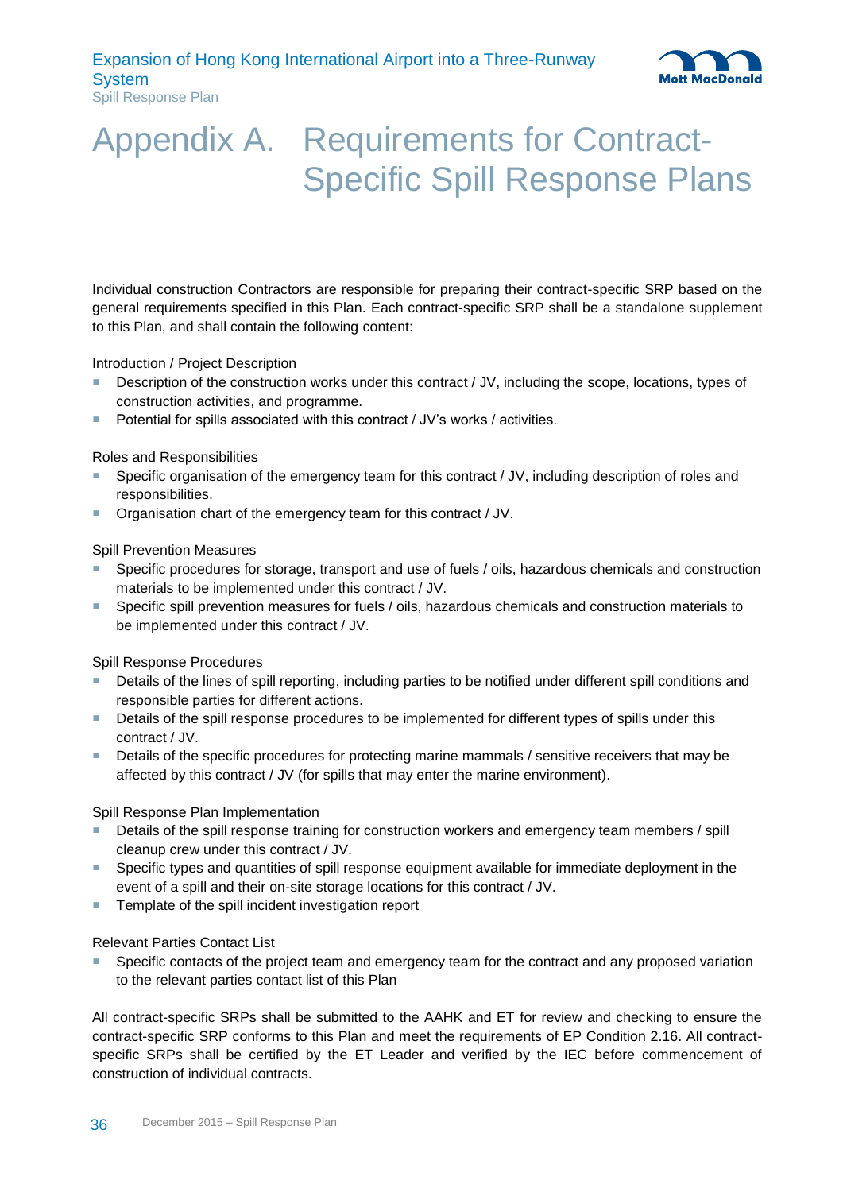# Appendix A. Requirements for Contract-Specific Spill Response Plans

Individual construction Contractors are responsible for preparing their contract-specific SRP based on the general requirements specified in this Plan. Each contract-specific SRP shall be a standalone supplement to this Plan, and shall contain the following content:

Introduction / Project Description

- Description of the construction works under this contract / JV, including the scope, locations, types of construction activities, and programme.
- Potential for spills associated with this contract / JV's works / activities.

Roles and Responsibilities

- Specific organisation of the emergency team for this contract / JV, including description of roles and responsibilities.
- Organisation chart of the emergency team for this contract / JV.

Spill Prevention Measures

- Specific procedures for storage, transport and use of fuels / oils, hazardous chemicals and construction materials to be implemented under this contract / JV.
- Specific spill prevention measures for fuels / oils, hazardous chemicals and construction materials to be implemented under this contract / JV.

Spill Response Procedures

- Details of the lines of spill reporting, including parties to be notified under different spill conditions and responsible parties for different actions.
- Details of the spill response procedures to be implemented for different types of spills under this contract / JV.
- Details of the specific procedures for protecting marine mammals / sensitive receivers that may be affected by this contract / JV (for spills that may enter the marine environment).

Spill Response Plan Implementation

- Details of the spill response training for construction workers and emergency team members / spill cleanup crew under this contract / JV.
- Specific types and quantities of spill response equipment available for immediate deployment in the event of a spill and their on-site storage locations for this contract / JV.
- Template of the spill incident investigation report

Relevant Parties Contact List

- Specific contacts of the project team and emergency team for the contract and any proposed variation to the relevant parties contact list of this Plan

All contract-specific SRPs shall be submitted to the AAHK and ET for review and checking to ensure the contract-specific SRP conforms to this Plan and meet the requirements of EP Condition 2.16. All contract-specific SRPs shall be certified by the ET Leader and verified by the IEC before commencement of construction of individual contracts.